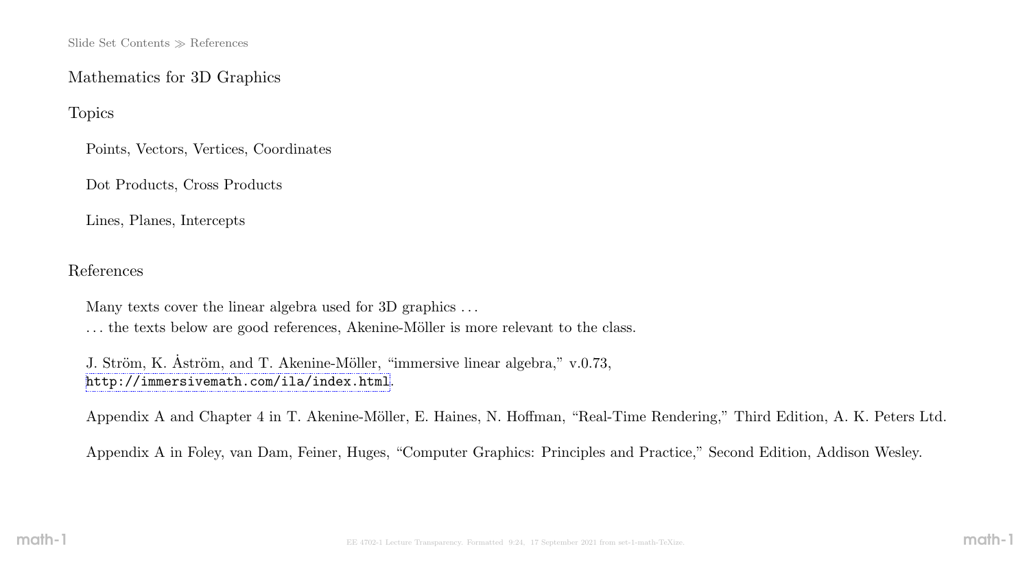Slide Set Contents ≫ References

# Mathematics for 3D Graphics

## Topics

Points, Vectors, Vertices, Coordinates

Dot Products, Cross Products

Lines, Planes, Intercepts

## References

Many texts cover the linear algebra used for 3D graphics . . .
. . . the texts below are good references, Akenine-Möller is more relevant to the class.

J. Ström, K. Åström, and T. Akenine-Möller, "immersive linear algebra," v.0.73,
http://immersivemath.com/ila/index.html.

Appendix A and Chapter 4 in T. Akenine-Möller, E. Haines, N. Hoffman, "Real-Time Rendering," Third Edition, A. K. Peters Ltd.

Appendix A in Foley, van Dam, Feiner, Huges, "Computer Graphics: Principles and Practice," Second Edition, Addison Wesley.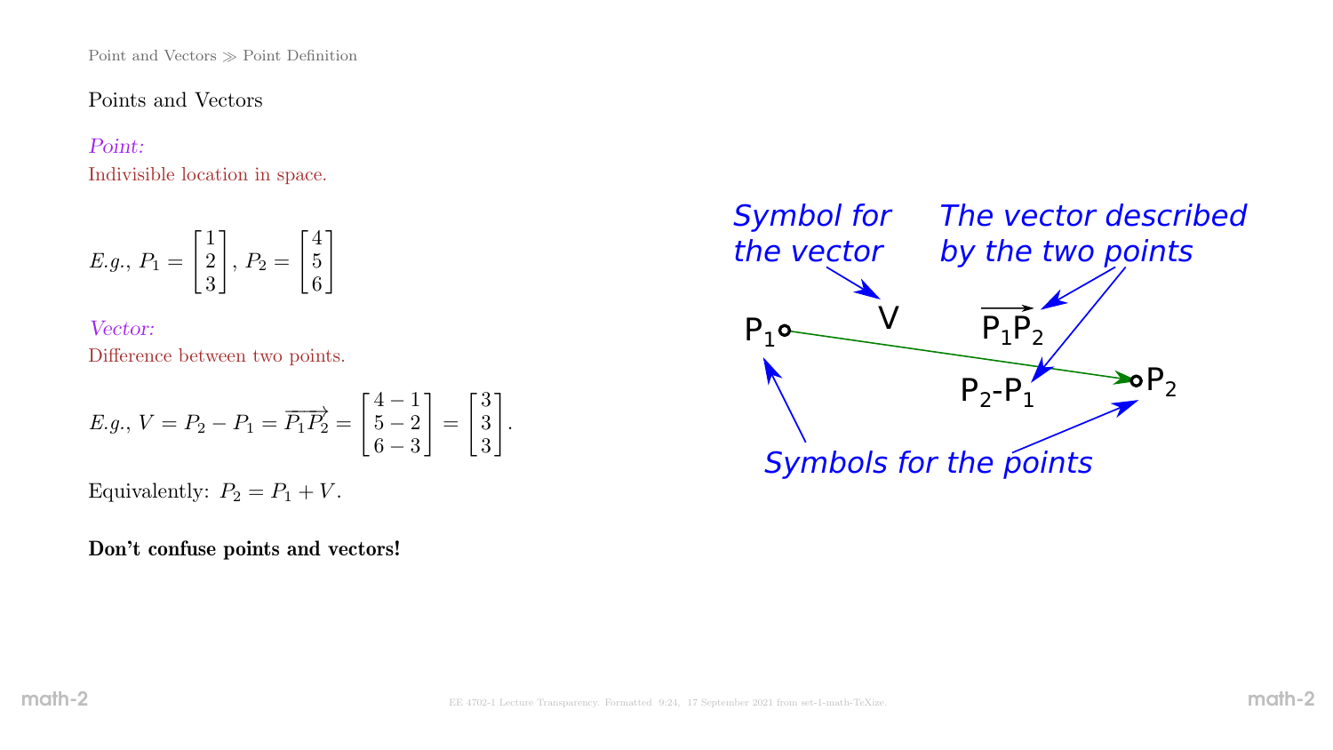Points and Vectors

*Point:*

Indivisible location in space.

$$E.g.,\ P_1 = \begin{bmatrix} 1 \\ 2 \\ 3 \end{bmatrix},\ P_2 = \begin{bmatrix} 4 \\ 5 \\ 6 \end{bmatrix}$$

*Vector:*

Difference between two points.

$$E.g.,\ V = P_2 - P_1 = \overrightarrow{P_1P_2} = \begin{bmatrix} 4-1 \\ 5-2 \\ 6-3 \end{bmatrix} = \begin{bmatrix} 3 \\ 3 \\ 3 \end{bmatrix}.$$

Equivalently: $P_2 = P_1 + V$.

**Don't confuse points and vectors!**

*Symbol for the vector*

*The vector described by the two points*

*Symbols for the points*

$P_1$ &nbsp; $V$ &nbsp; $\overrightarrow{P_1P_2}$ &nbsp; $P_2$-$P_1$ &nbsp; $P_2$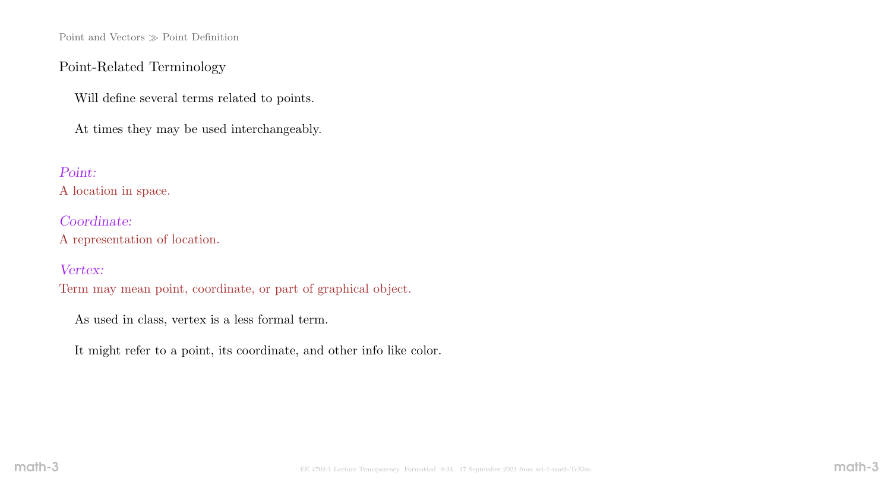Point and Vectors ≫ Point Definition

## Point-Related Terminology

Will define several terms related to points.

At times they may be used interchangeably.

*Point:*
A location in space.

*Coordinate:*
A representation of location.

*Vertex:*
Term may mean point, coordinate, or part of graphical object.

As used in class, vertex is a less formal term.

It might refer to a point, its coordinate, and other info like color.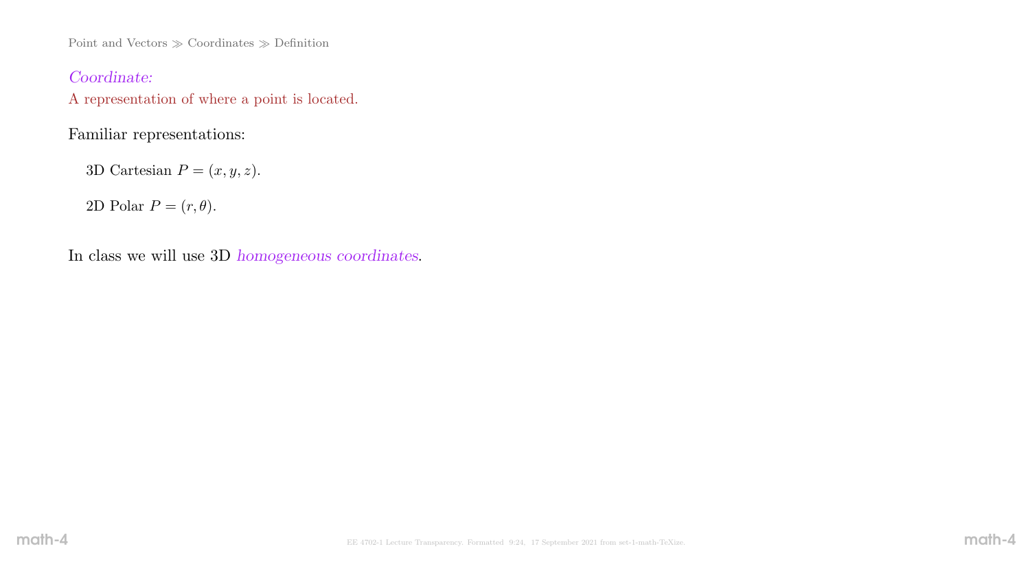Point and Vectors ≫ Coordinates ≫ Definition

*Coordinate:*
A representation of where a point is located.

Familiar representations:

3D Cartesian $P = (x, y, z)$.

2D Polar $P = (r, \theta)$.

In class we will use 3D *homogeneous coordinates*.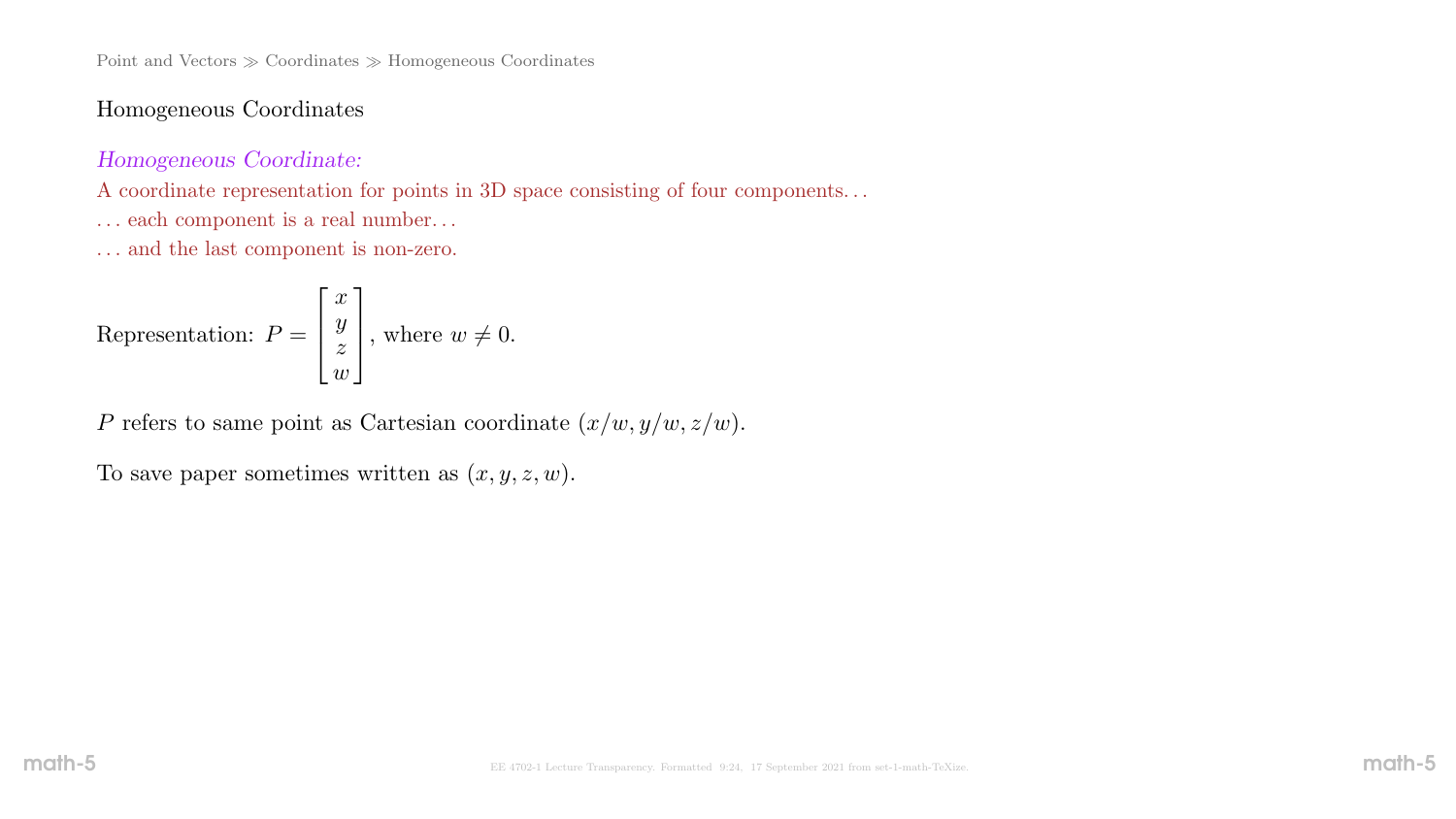## Homogeneous Coordinates

*Homogeneous Coordinate:*

A coordinate representation for points in 3D space consisting of four components...

... each component is a real number...

... and the last component is non-zero.

Representation: $P = \begin{bmatrix} x \\ y \\ z \\ w \end{bmatrix}$, where $w \neq 0$.

$P$ refers to same point as Cartesian coordinate $(x/w, y/w, z/w)$.

To save paper sometimes written as $(x, y, z, w)$.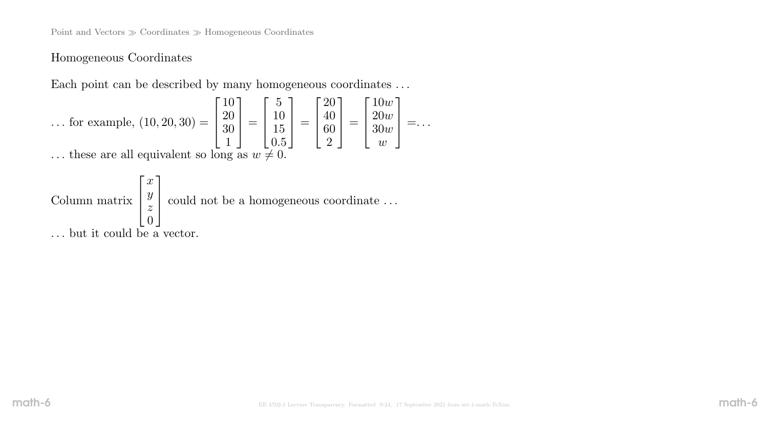Point and Vectors ≫ Coordinates ≫ Homogeneous Coordinates

## Homogeneous Coordinates

Each point can be described by many homogeneous coordinates …

… for example, $(10, 20, 30) = \begin{bmatrix} 10 \\ 20 \\ 30 \\ 1 \end{bmatrix} = \begin{bmatrix} 5 \\ 10 \\ 15 \\ 0.5 \end{bmatrix} = \begin{bmatrix} 20 \\ 40 \\ 60 \\ 2 \end{bmatrix} = \begin{bmatrix} 10w \\ 20w \\ 30w \\ w \end{bmatrix} = \ldots$

… these are all equivalent so long as $w \neq 0$.

Column matrix $\begin{bmatrix} x \\ y \\ z \\ 0 \end{bmatrix}$ could not be a homogeneous coordinate …

… but it could be a vector.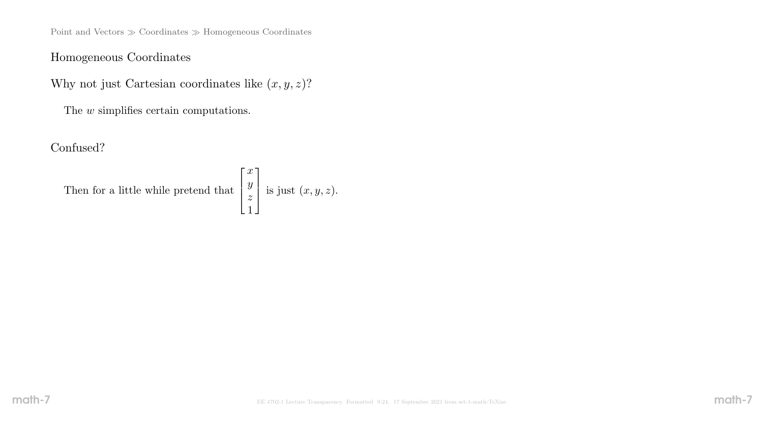## Homogeneous Coordinates

Why not just Cartesian coordinates like $(x, y, z)$?

The $w$ simplifies certain computations.

Confused?

Then for a little while pretend that $\begin{bmatrix} x \\ y \\ z \\ 1 \end{bmatrix}$ is just $(x, y, z)$.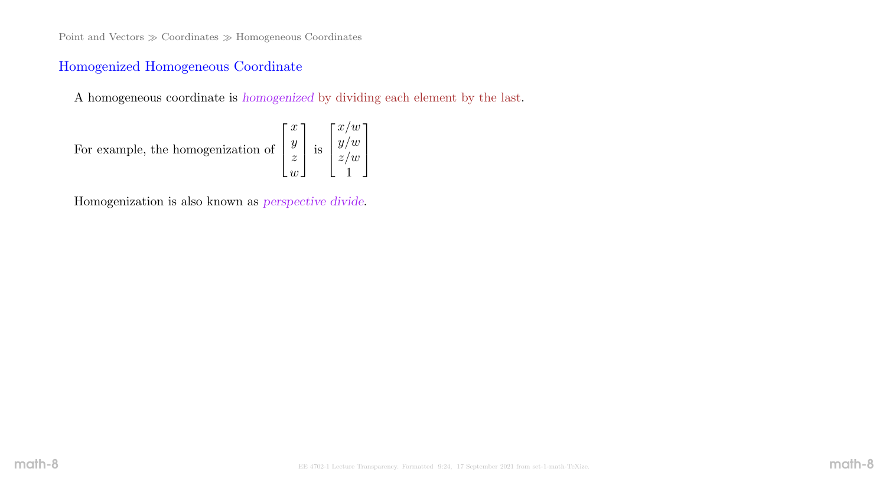Point and Vectors ≫ Coordinates ≫ Homogeneous Coordinates

## Homogenized Homogeneous Coordinate

A homogeneous coordinate is *homogenized* by dividing each element by the last.

For example, the homogenization of $\begin{bmatrix} x \\ y \\ z \\ w \end{bmatrix}$ is $\begin{bmatrix} x/w \\ y/w \\ z/w \\ 1 \end{bmatrix}$

Homogenization is also known as *perspective divide*.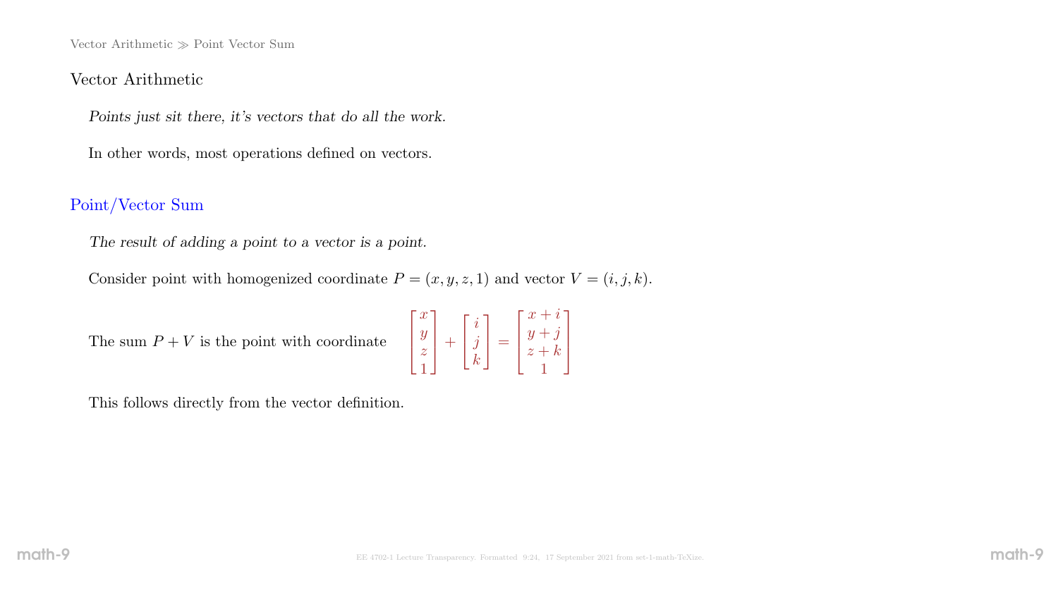## Vector Arithmetic

*Points just sit there, it's vectors that do all the work.*

In other words, most operations defined on vectors.

### Point/Vector Sum

*The result of adding a point to a vector is a point.*

Consider point with homogenized coordinate $P = (x, y, z, 1)$ and vector $V = (i, j, k)$.

The sum $P + V$ is the point with coordinate $$\begin{bmatrix} x \\ y \\ z \\ 1 \end{bmatrix} + \begin{bmatrix} i \\ j \\ k \end{bmatrix} = \begin{bmatrix} x+i \\ y+j \\ z+k \\ 1 \end{bmatrix}$$

This follows directly from the vector definition.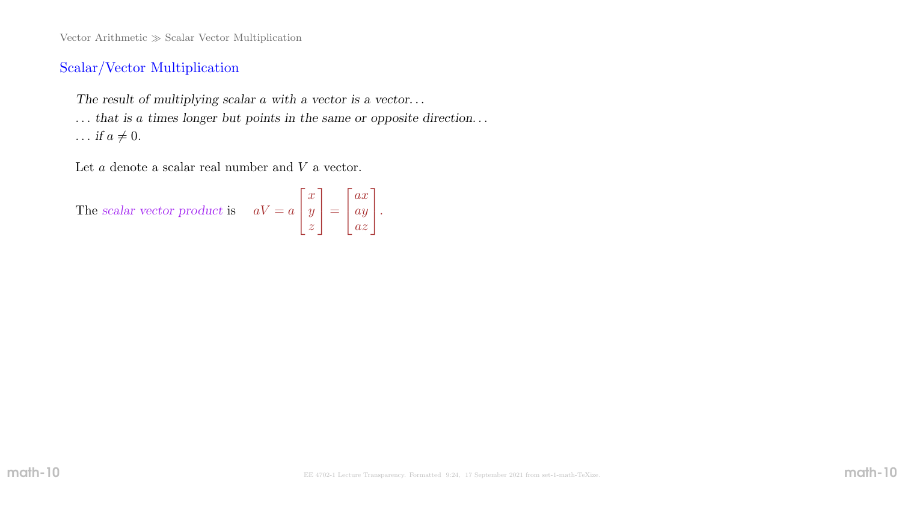## Scalar/Vector Multiplication

*The result of multiplying scalar $a$ with a vector is a vector. . .*
*. . . that is $a$ times longer but points in the same or opposite direction. . .*
*. . . if $a \neq 0$.*

Let $a$ denote a scalar real number and $V$ a vector.

The *scalar vector product* is $$aV = a \begin{bmatrix} x \\ y \\ z \end{bmatrix} = \begin{bmatrix} ax \\ ay \\ az \end{bmatrix}.$$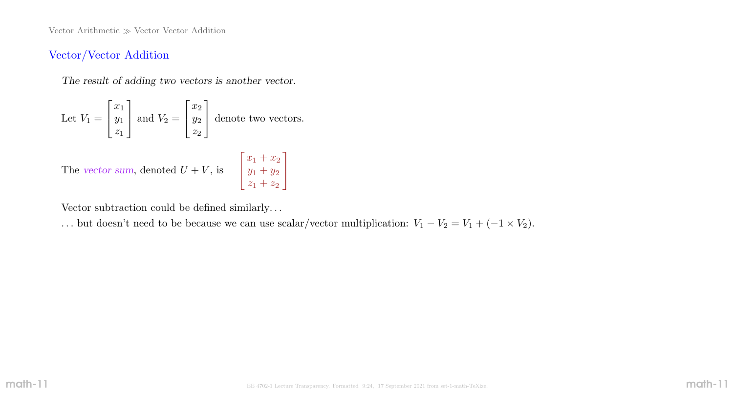## Vector/Vector Addition

*The result of adding two vectors is another vector.*

Let $V_1 = \begin{bmatrix} x_1 \\ y_1 \\ z_1 \end{bmatrix}$ and $V_2 = \begin{bmatrix} x_2 \\ y_2 \\ z_2 \end{bmatrix}$ denote two vectors.

The *vector sum*, denoted $U + V$, is $\begin{bmatrix} x_1 + x_2 \\ y_1 + y_2 \\ z_1 + z_2 \end{bmatrix}$

Vector subtraction could be defined similarly…

… but doesn't need to be because we can use scalar/vector multiplication: $V_1 - V_2 = V_1 + (-1 \times V_2)$.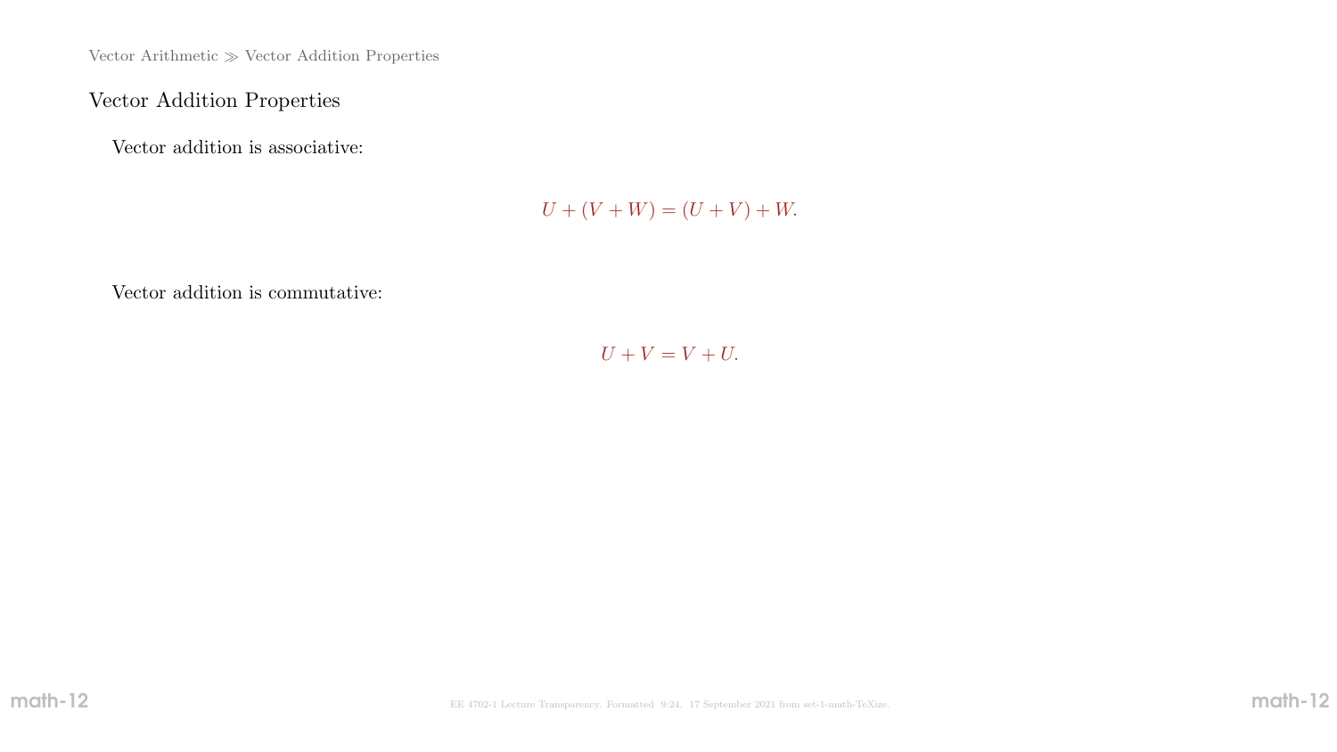## Vector Addition Properties

Vector addition is associative:

$$U + (V + W) = (U + V) + W.$$

Vector addition is commutative:

$$U + V = V + U.$$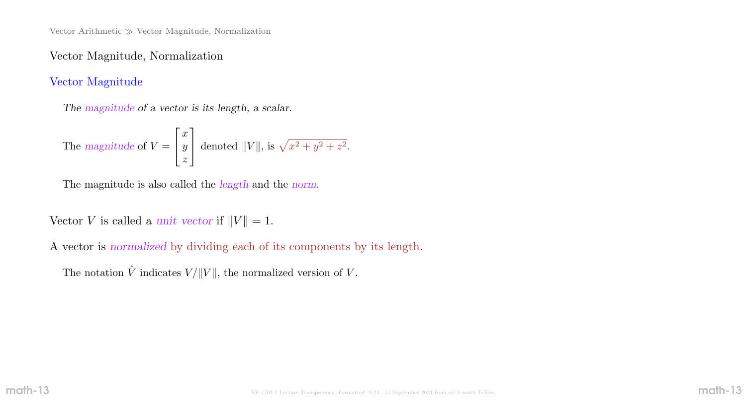# Vector Magnitude, Normalization

## Vector Magnitude

*The magnitude of a vector is its length, a scalar.*

The *magnitude* of $V = \begin{bmatrix} x \\ y \\ z \end{bmatrix}$ denoted $\|V\|$, is $\sqrt{x^2 + y^2 + z^2}$.

The magnitude is also called the *length* and the *norm*.

Vector $V$ is called a *unit vector* if $\|V\| = 1$.

A vector is *normalized* by dividing each of its components by its length.

The notation $\hat{V}$ indicates $V/\|V\|$, the normalized version of $V$.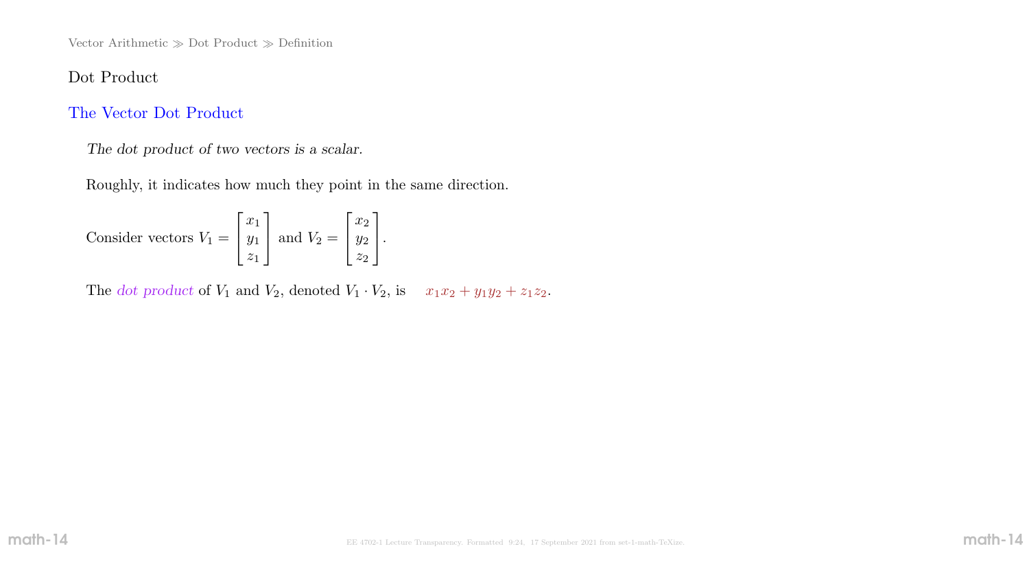Vector Arithmetic ≫ Dot Product ≫ Definition

## Dot Product

### The Vector Dot Product

*The dot product of two vectors is a scalar.*

Roughly, it indicates how much they point in the same direction.

Consider vectors $V_1 = \begin{bmatrix} x_1 \\ y_1 \\ z_1 \end{bmatrix}$ and $V_2 = \begin{bmatrix} x_2 \\ y_2 \\ z_2 \end{bmatrix}$.

The *dot product* of $V_1$ and $V_2$, denoted $V_1 \cdot V_2$, is $x_1 x_2 + y_1 y_2 + z_1 z_2$.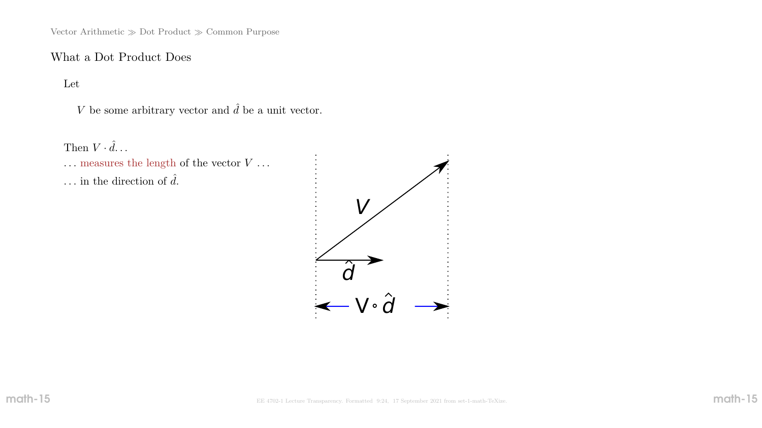Vector Arithmetic ≫ Dot Product ≫ Common Purpose

## What a Dot Product Does

Let

$V$ be some arbitrary vector and $\hat{d}$ be a unit vector.

Then $V \cdot \hat{d}$...

... measures the length of the vector $V$ ...

... in the direction of $\hat{d}$.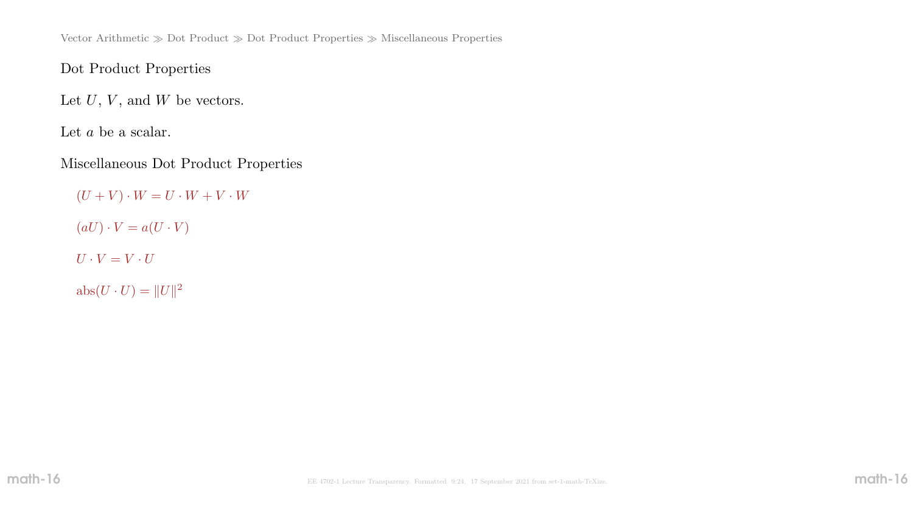Vector Arithmetic ≫ Dot Product ≫ Dot Product Properties ≫ Miscellaneous Properties

## Dot Product Properties

Let $U$, $V$, and $W$ be vectors.

Let $a$ be a scalar.

### Miscellaneous Dot Product Properties

$(U+V)\cdot W = U\cdot W + V\cdot W$

$(aU)\cdot V = a(U\cdot V)$

$U\cdot V = V\cdot U$

$\text{abs}(U\cdot U) = \|U\|^2$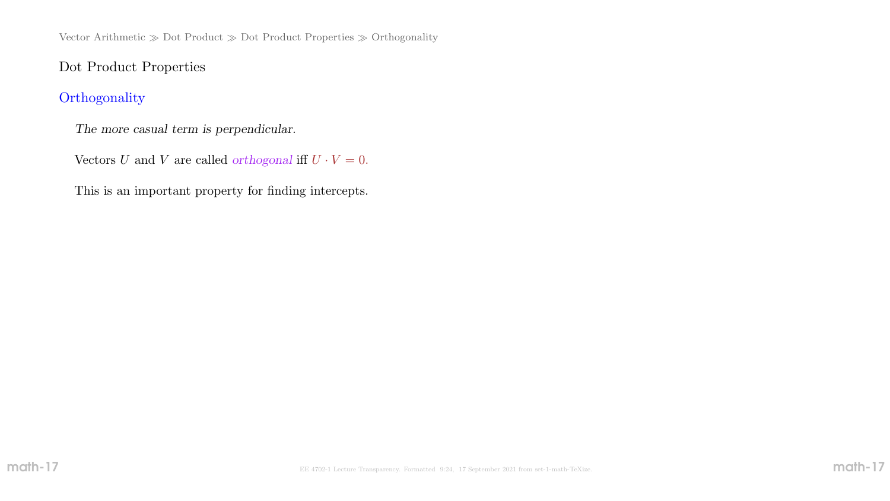## Dot Product Properties

### Orthogonality

*The more casual term is perpendicular.*

Vectors $U$ and $V$ are called *orthogonal* iff $U \cdot V = 0$.

This is an important property for finding intercepts.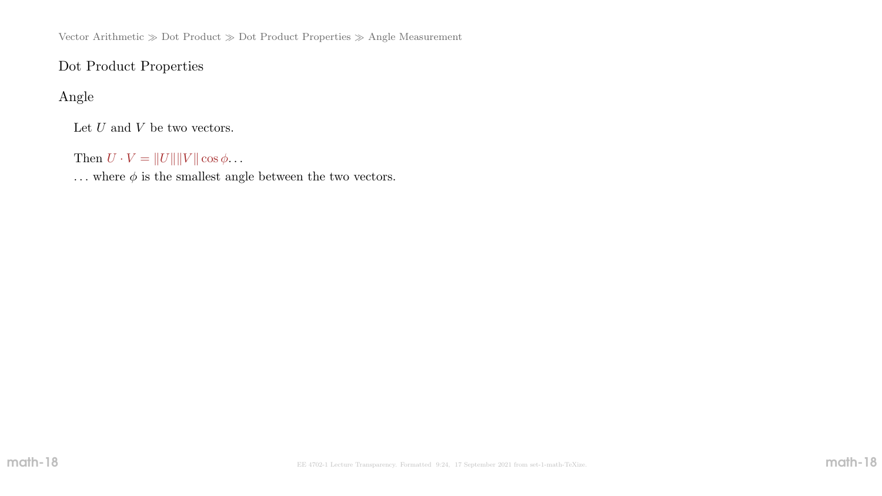Vector Arithmetic ≫ Dot Product ≫ Dot Product Properties ≫ Angle Measurement

## Dot Product Properties

### Angle

Let $U$ and $V$ be two vectors.

Then $U \cdot V = \|U\|\|V\| \cos \phi \ldots$
$\ldots$ where $\phi$ is the smallest angle between the two vectors.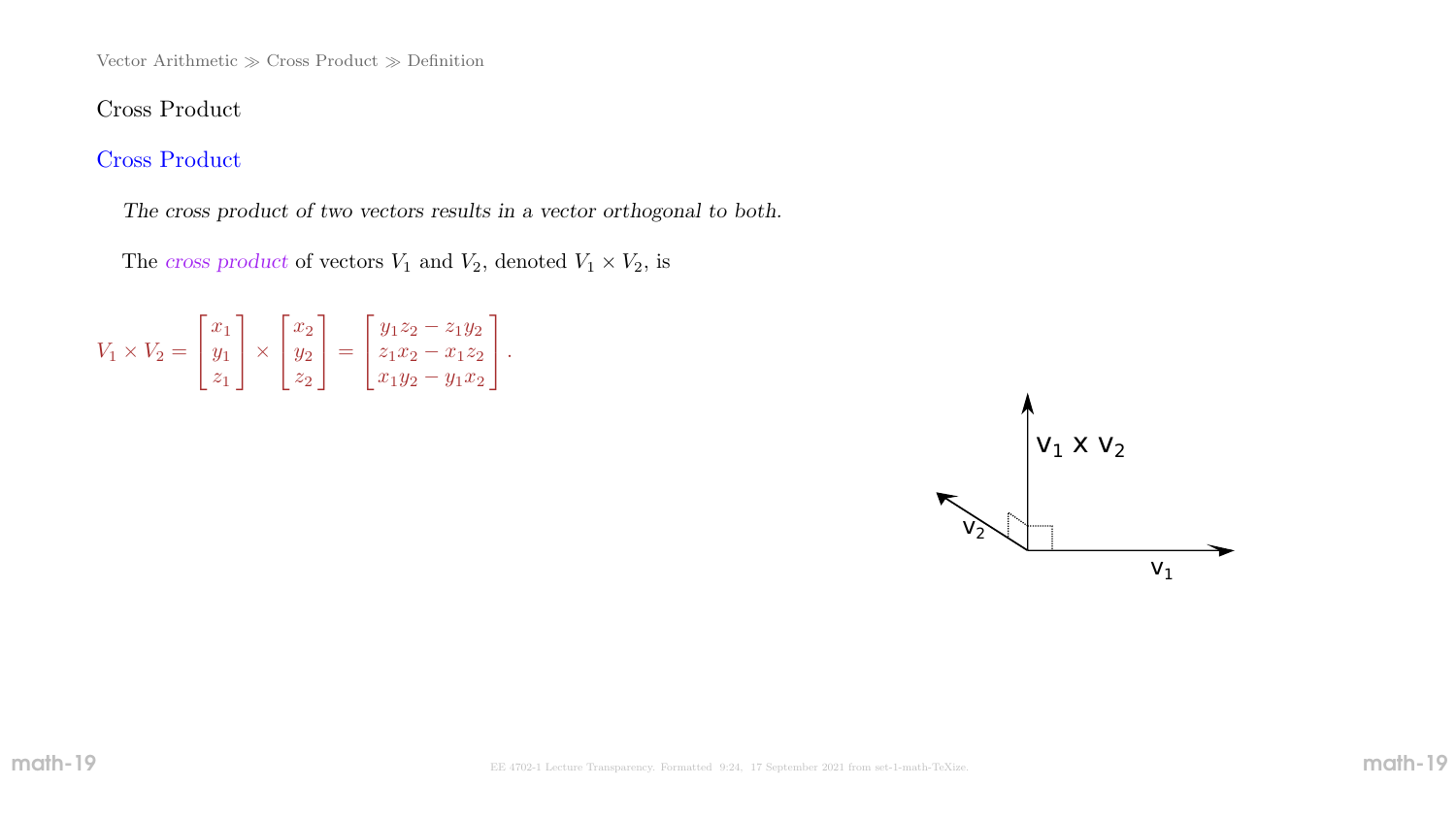Vector Arithmetic ≫ Cross Product ≫ Definition

# Cross Product

## Cross Product

*The cross product of two vectors results in a vector orthogonal to both.*

The *cross product* of vectors $V_1$ and $V_2$, denoted $V_1 \times V_2$, is

$$V_1 \times V_2 = \begin{bmatrix} x_1 \\ y_1 \\ z_1 \end{bmatrix} \times \begin{bmatrix} x_2 \\ y_2 \\ z_2 \end{bmatrix} = \begin{bmatrix} y_1 z_2 - z_1 y_2 \\ z_1 x_2 - x_1 z_2 \\ x_1 y_2 - y_1 x_2 \end{bmatrix}.$$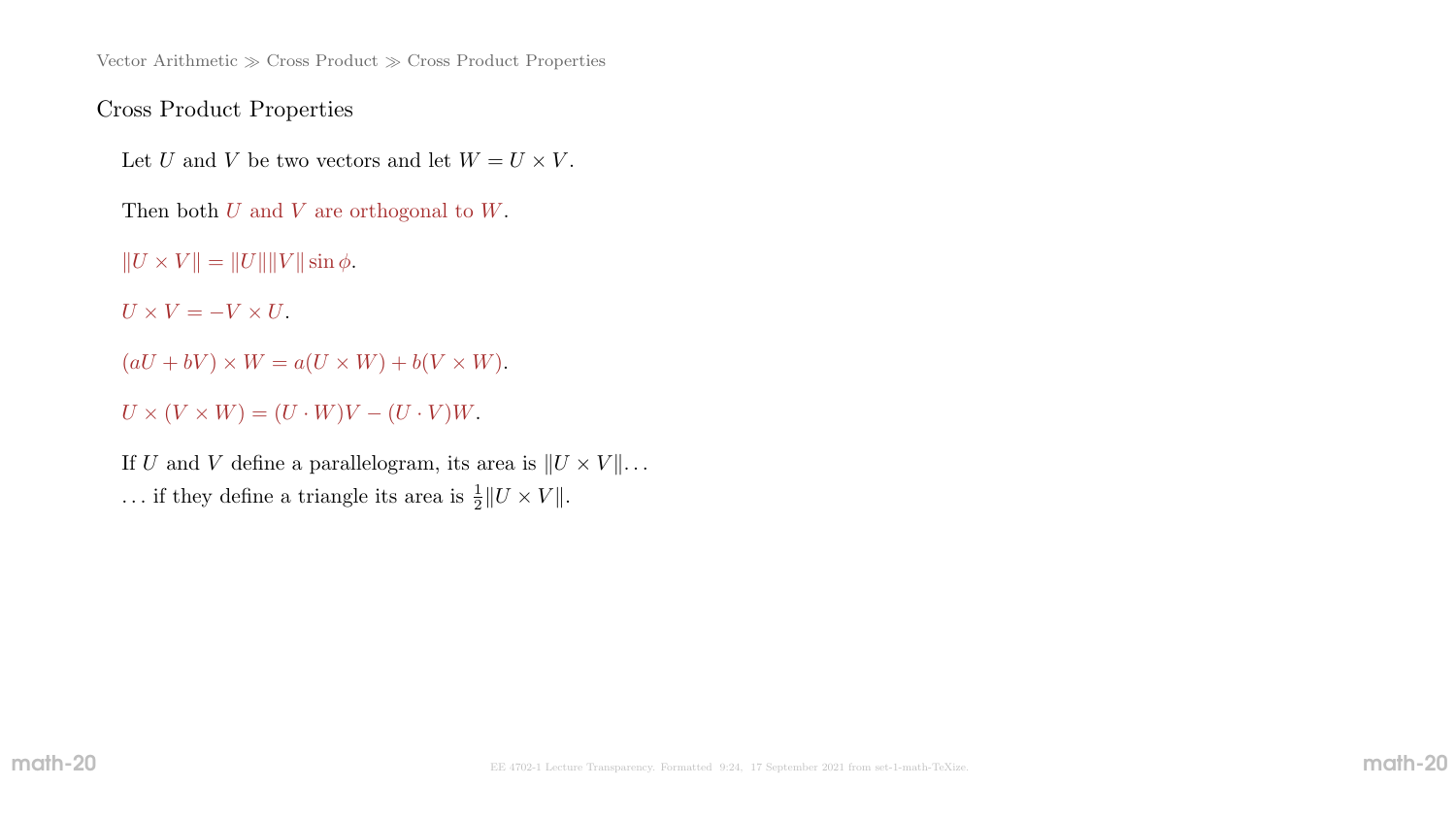## Cross Product Properties

Let $U$ and $V$ be two vectors and let $W = U \times V$.

Then both $U$ and $V$ are orthogonal to $W$.

$\|U \times V\| = \|U\|\|V\| \sin \phi$.

$U \times V = -V \times U$.

$(aU + bV) \times W = a(U \times W) + b(V \times W)$.

$U \times (V \times W) = (U \cdot W)V - (U \cdot V)W$.

If $U$ and $V$ define a parallelogram, its area is $\|U \times V\|$...
... if they define a triangle its area is $\frac{1}{2}\|U \times V\|$.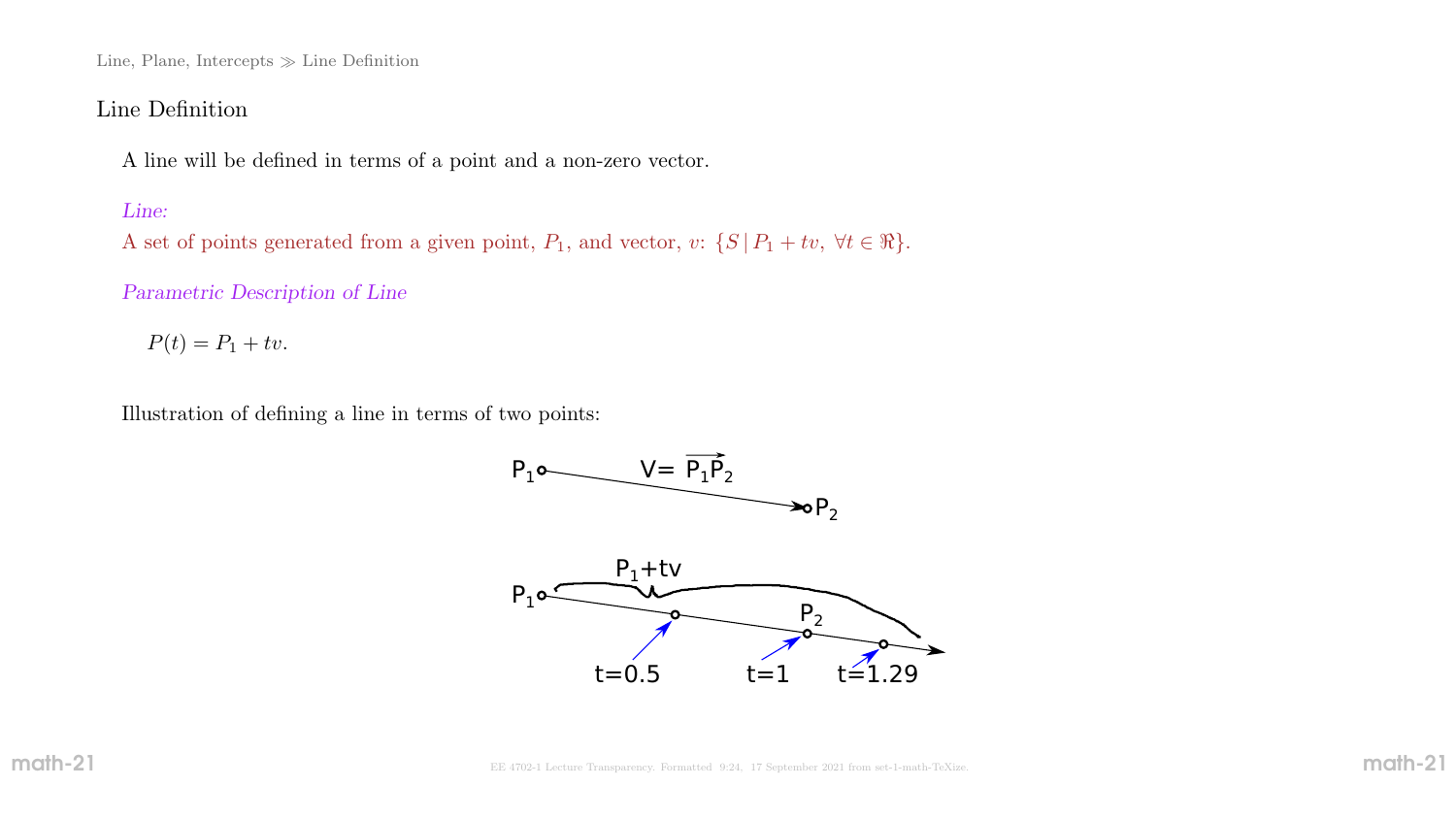## Line Definition

A line will be defined in terms of a point and a non-zero vector.

*Line:*

A set of points generated from a given point, $P_1$, and vector, $v$: $\{S \mid P_1 + tv,\ \forall t \in \Re\}$.

*Parametric Description of Line*

$$P(t) = P_1 + tv.$$

Illustration of defining a line in terms of two points: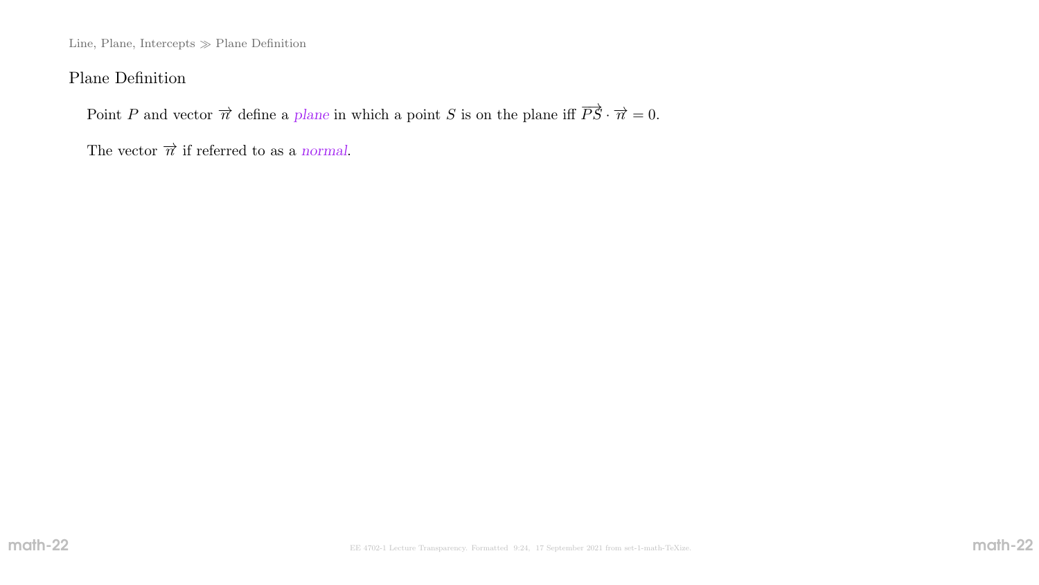## Plane Definition

Point $P$ and vector $\vec{n}$ define a *plane* in which a point $S$ is on the plane iff $\overrightarrow{PS} \cdot \vec{n} = 0$.

The vector $\vec{n}$ if referred to as a *normal*.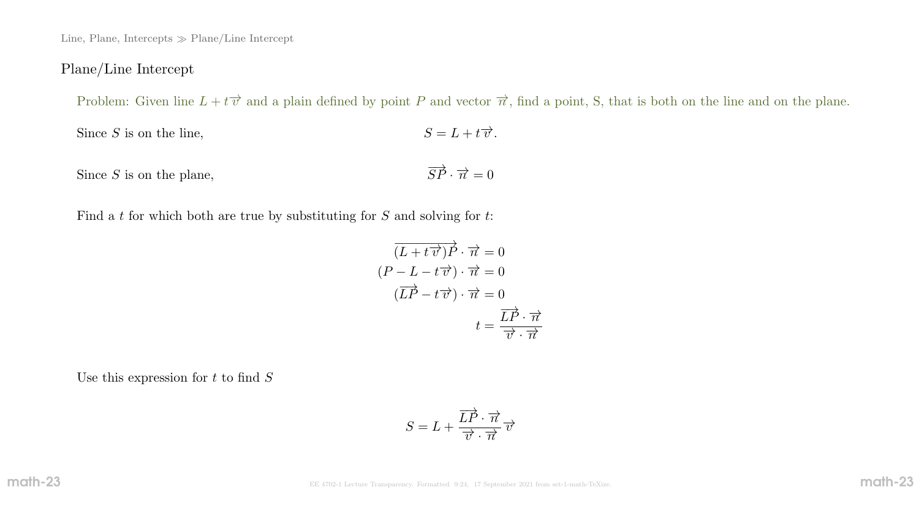## Plane/Line Intercept

Problem: Given line $L + t\vec{v}$ and a plain defined by point $P$ and vector $\vec{n}$, find a point, S, that is both on the line and on the plane.

Since $S$ is on the line, $$S = L + t\vec{v}.$$

Since $S$ is on the plane, $$\overrightarrow{SP} \cdot \vec{n} = 0$$

Find a $t$ for which both are true by substituting for $S$ and solving for $t$:

$$\overrightarrow{(L + t\vec{v})P} \cdot \vec{n} = 0$$
$$(P - L - t\vec{v}) \cdot \vec{n} = 0$$
$$(\overrightarrow{LP} - t\vec{v}) \cdot \vec{n} = 0$$
$$t = \frac{\overrightarrow{LP} \cdot \vec{n}}{\vec{v} \cdot \vec{n}}$$

Use this expression for $t$ to find $S$

$$S = L + \frac{\overrightarrow{LP} \cdot \vec{n}}{\vec{v} \cdot \vec{n}} \vec{v}$$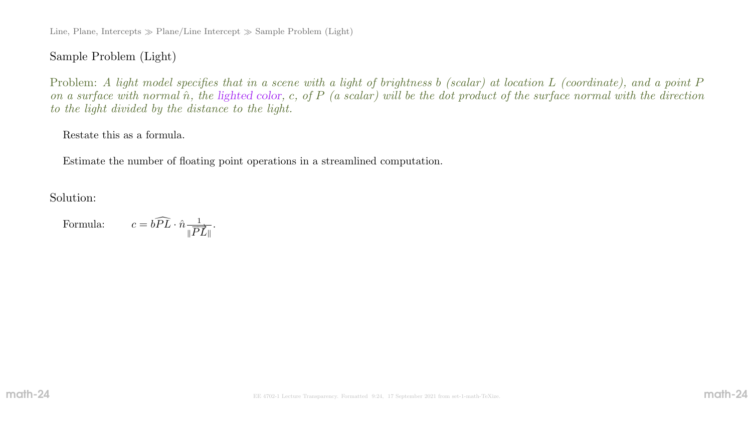## Sample Problem (Light)

Problem: *A light model specifies that in a scene with a light of brightness $b$ (scalar) at location $L$ (coordinate), and a point $P$ on a surface with normal $\hat{n}$, the lighted color, $c$, of $P$ (a scalar) will be the dot product of the surface normal with the direction to the light divided by the distance to the light.*

Restate this as a formula.

Estimate the number of floating point operations in a streamlined computation.

Solution:

Formula: $c = b\widehat{PL} \cdot \hat{n} \frac{1}{\|\overrightarrow{PL}\|}$.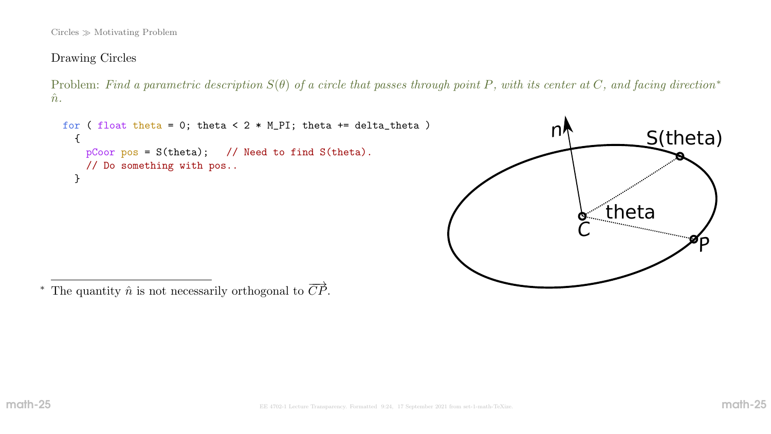## Drawing Circles

Problem: *Find a parametric description $S(\theta)$ of a circle that passes through point $P$, with its center at $C$, and facing direction\* $\hat{n}$.*

```
for ( float theta = 0; theta < 2 * M_PI; theta += delta_theta )
  {
    pCoor pos = S(theta);   // Need to find S(theta).
    // Do something with pos..
  }
```

\* The quantity $\hat{n}$ is not necessarily orthogonal to $\overrightarrow{CP}$.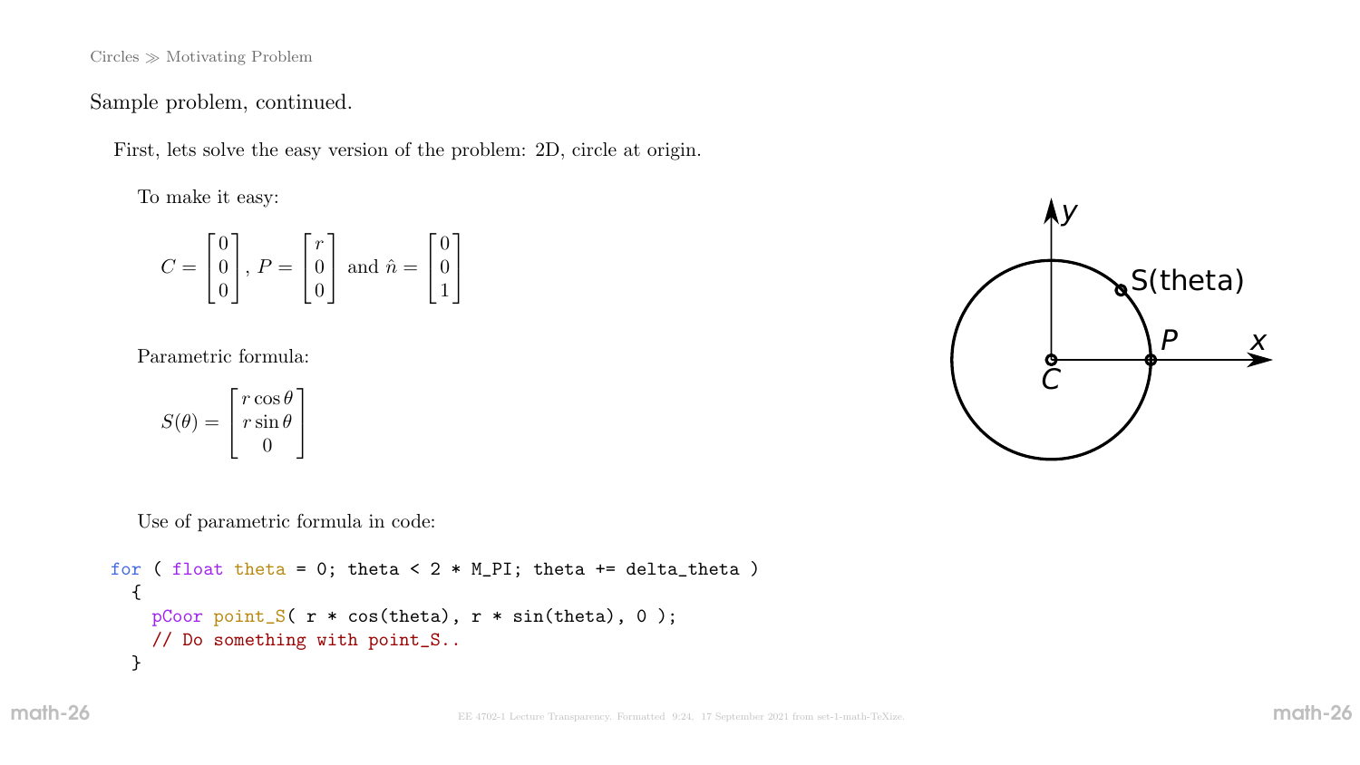Circles ≫ Motivating Problem

Sample problem, continued.

First, lets solve the easy version of the problem: 2D, circle at origin.

To make it easy:

$$C = \begin{bmatrix} 0 \\ 0 \\ 0 \end{bmatrix}, \; P = \begin{bmatrix} r \\ 0 \\ 0 \end{bmatrix} \text{ and } \hat{n} = \begin{bmatrix} 0 \\ 0 \\ 1 \end{bmatrix}$$

Parametric formula:

$$S(\theta) = \begin{bmatrix} r\cos\theta \\ r\sin\theta \\ 0 \end{bmatrix}$$

Use of parametric formula in code:

```
for ( float theta = 0; theta < 2 * M_PI; theta += delta_theta )
  {
    pCoor point_S( r * cos(theta), r * sin(theta), 0 );
    // Do something with point_S..
  }
```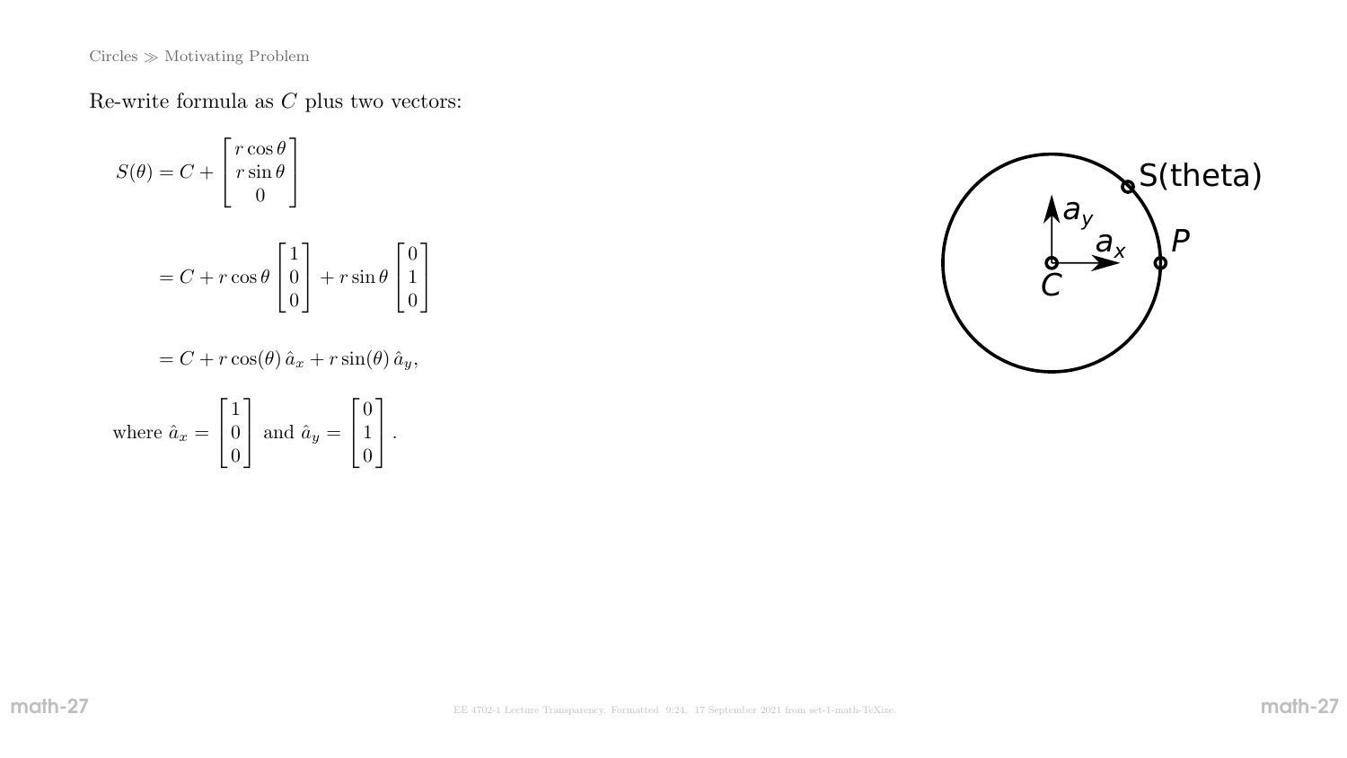Re-write formula as $C$ plus two vectors:

$$S(\theta) = C + \begin{bmatrix} r\cos\theta \\ r\sin\theta \\ 0 \end{bmatrix}$$

$$= C + r\cos\theta \begin{bmatrix} 1 \\ 0 \\ 0 \end{bmatrix} + r\sin\theta \begin{bmatrix} 0 \\ 1 \\ 0 \end{bmatrix}$$

$$= C + r\cos(\theta)\,\hat{a}_x + r\sin(\theta)\,\hat{a}_y,$$

where $\hat{a}_x = \begin{bmatrix} 1 \\ 0 \\ 0 \end{bmatrix}$ and $\hat{a}_y = \begin{bmatrix} 0 \\ 1 \\ 0 \end{bmatrix}$.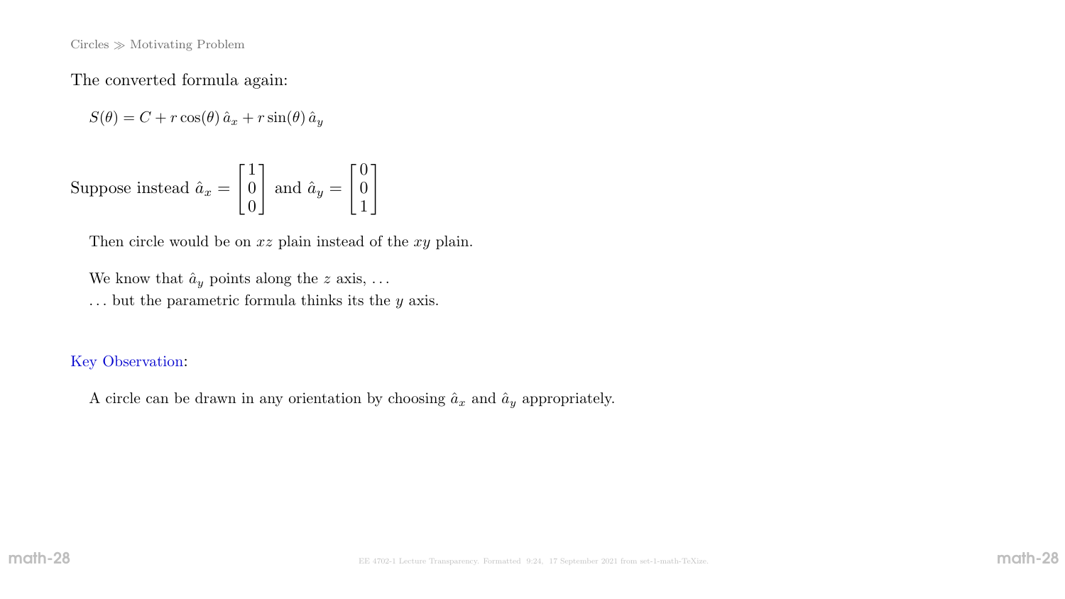The converted formula again:

$$S(\theta) = C + r\cos(\theta)\,\hat{a}_x + r\sin(\theta)\,\hat{a}_y$$

Suppose instead $\hat{a}_x = \begin{bmatrix}1\\0\\0\end{bmatrix}$ and $\hat{a}_y = \begin{bmatrix}0\\0\\1\end{bmatrix}$

Then circle would be on $xz$ plain instead of the $xy$ plain.

We know that $\hat{a}_y$ points along the $z$ axis, ...
... but the parametric formula thinks its the $y$ axis.

Key Observation:

A circle can be drawn in any orientation by choosing $\hat{a}_x$ and $\hat{a}_y$ appropriately.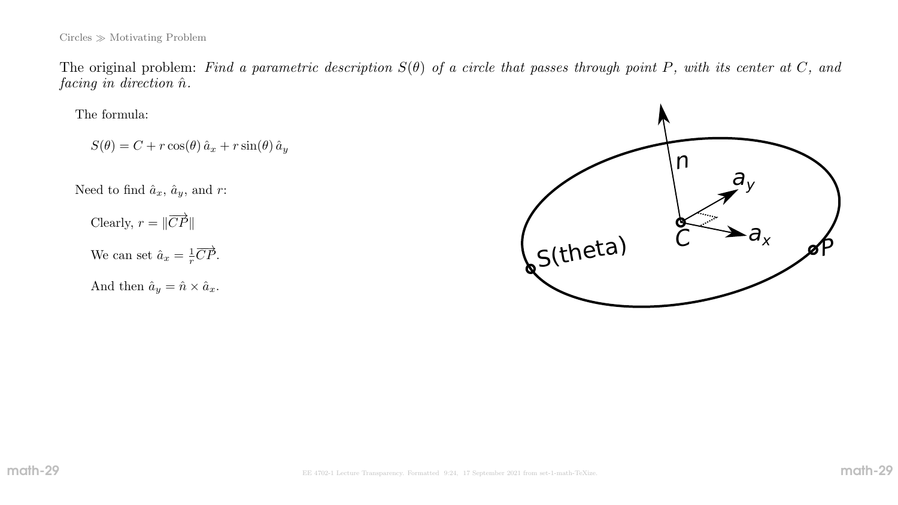The original problem: *Find a parametric description $S(\theta)$ of a circle that passes through point $P$, with its center at $C$, and facing in direction $\hat{n}$.*

The formula:

$$S(\theta) = C + r\cos(\theta)\,\hat{a}_x + r\sin(\theta)\,\hat{a}_y$$

Need to find $\hat{a}_x$, $\hat{a}_y$, and $r$:

Clearly, $r = \|\overrightarrow{CP}\|$

We can set $\hat{a}_x = \frac{1}{r}\overrightarrow{CP}$.

And then $\hat{a}_y = \hat{n} \times \hat{a}_x$.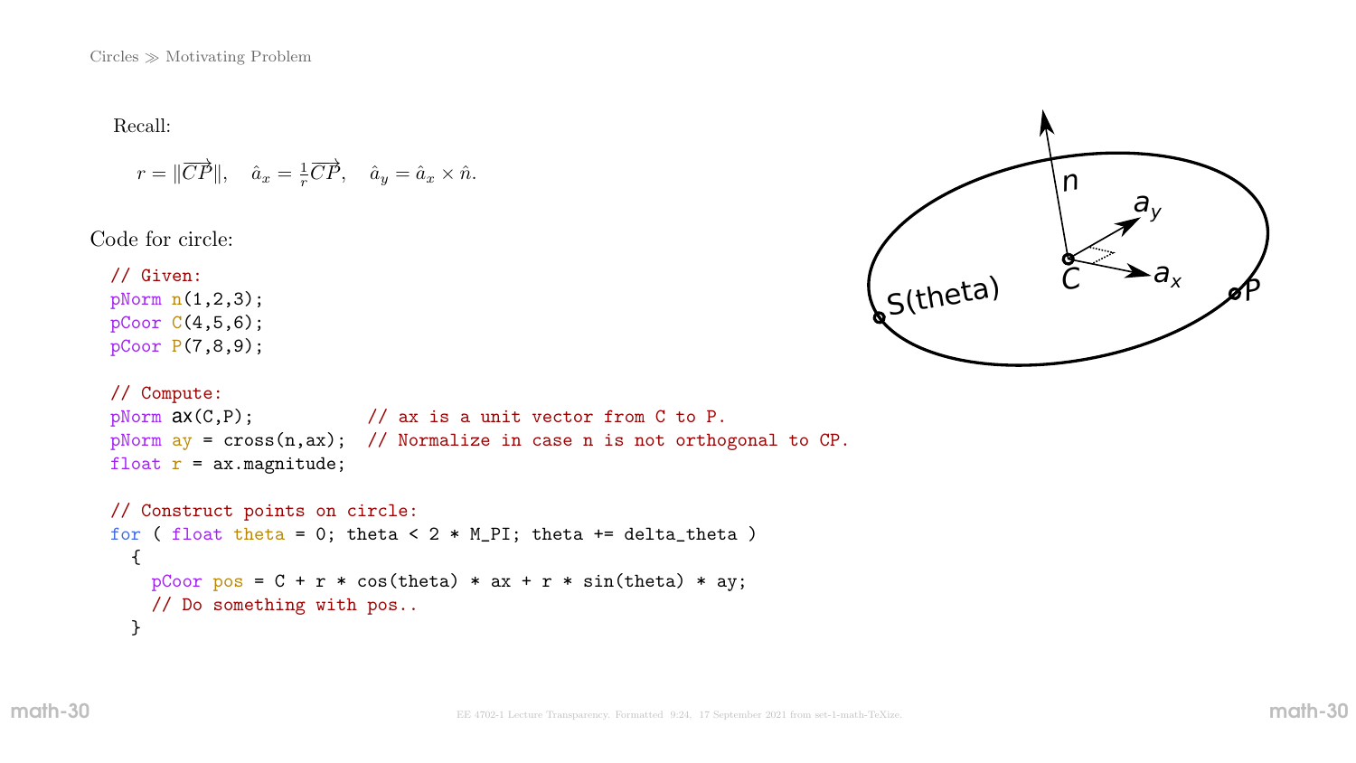Recall:

$$r = \|\overrightarrow{CP}\|, \quad \hat{a}_x = \frac{1}{r}\overrightarrow{CP}, \quad \hat{a}_y = \hat{a}_x \times \hat{n}.$$

Code for circle:

```
// Given:
pNorm n(1,2,3);
pCoor C(4,5,6);
pCoor P(7,8,9);

// Compute:
pNorm ax(C,P);            // ax is a unit vector from C to P.
pNorm ay = cross(n,ax);  // Normalize in case n is not orthogonal to CP.
float r = ax.magnitude;

// Construct points on circle:
for ( float theta = 0; theta < 2 * M_PI; theta += delta_theta )
  {
    pCoor pos = C + r * cos(theta) * ax + r * sin(theta) * ay;
    // Do something with pos..
  }
```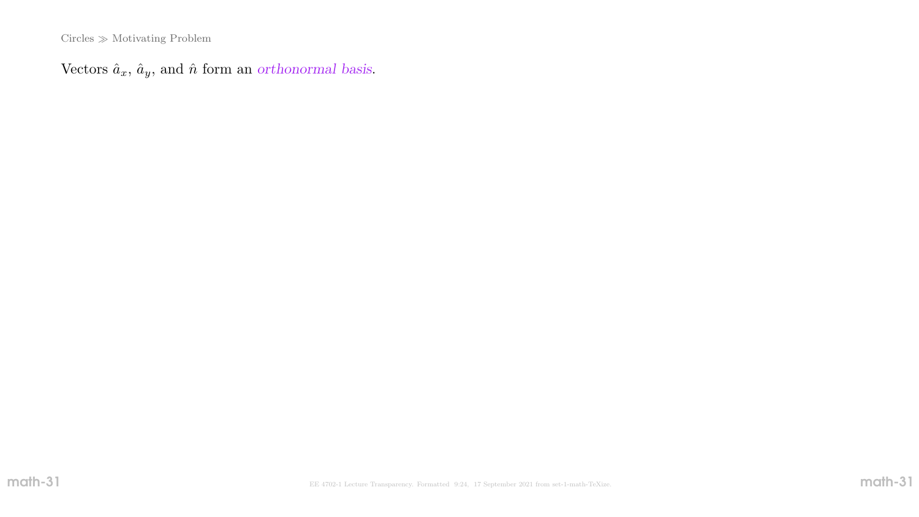Vectors $\hat{a}_x$, $\hat{a}_y$, and $\hat{n}$ form an *orthonormal basis*.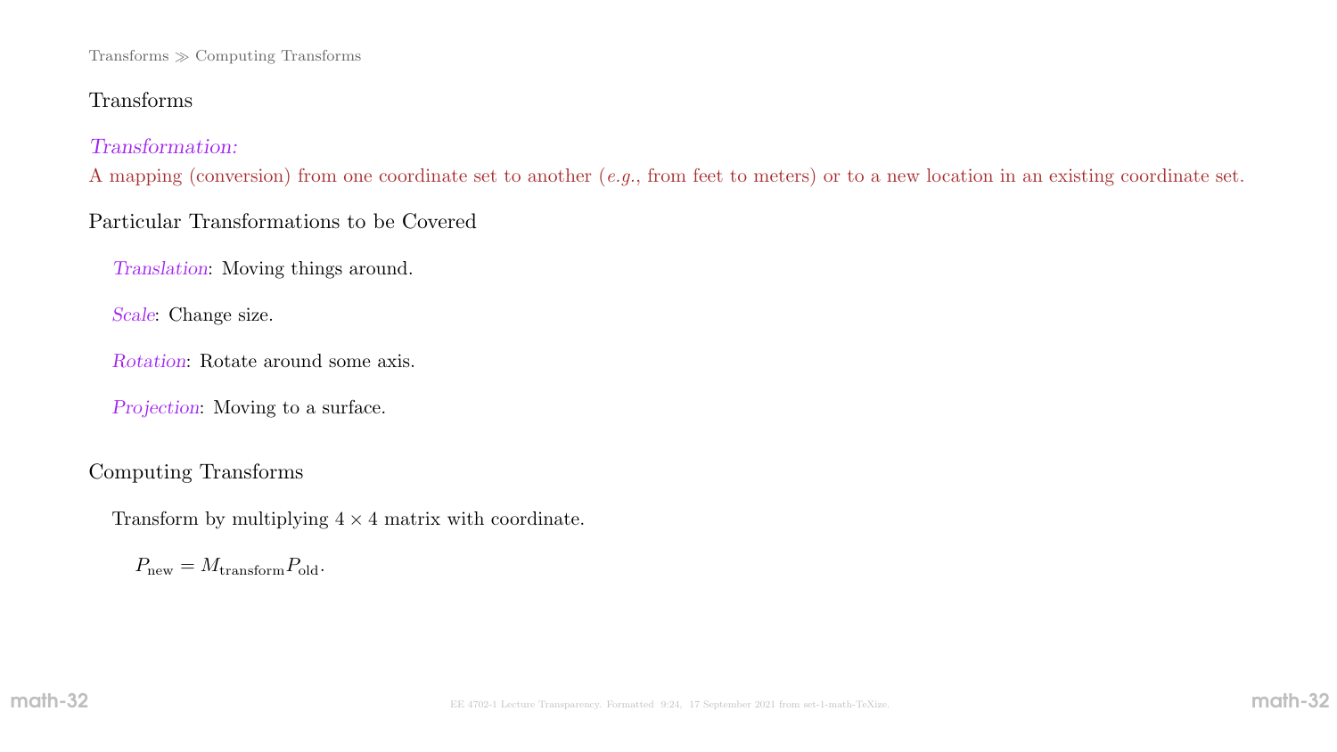# Transforms

*Transformation:*
A mapping (conversion) from one coordinate set to another (*e.g.*, from feet to meters) or to a new location in an existing coordinate set.

## Particular Transformations to be Covered

*Translation*: Moving things around.

*Scale*: Change size.

*Rotation*: Rotate around some axis.

*Projection*: Moving to a surface.

## Computing Transforms

Transform by multiplying $4 \times 4$ matrix with coordinate.

$P_{\text{new}} = M_{\text{transform}} P_{\text{old}}$.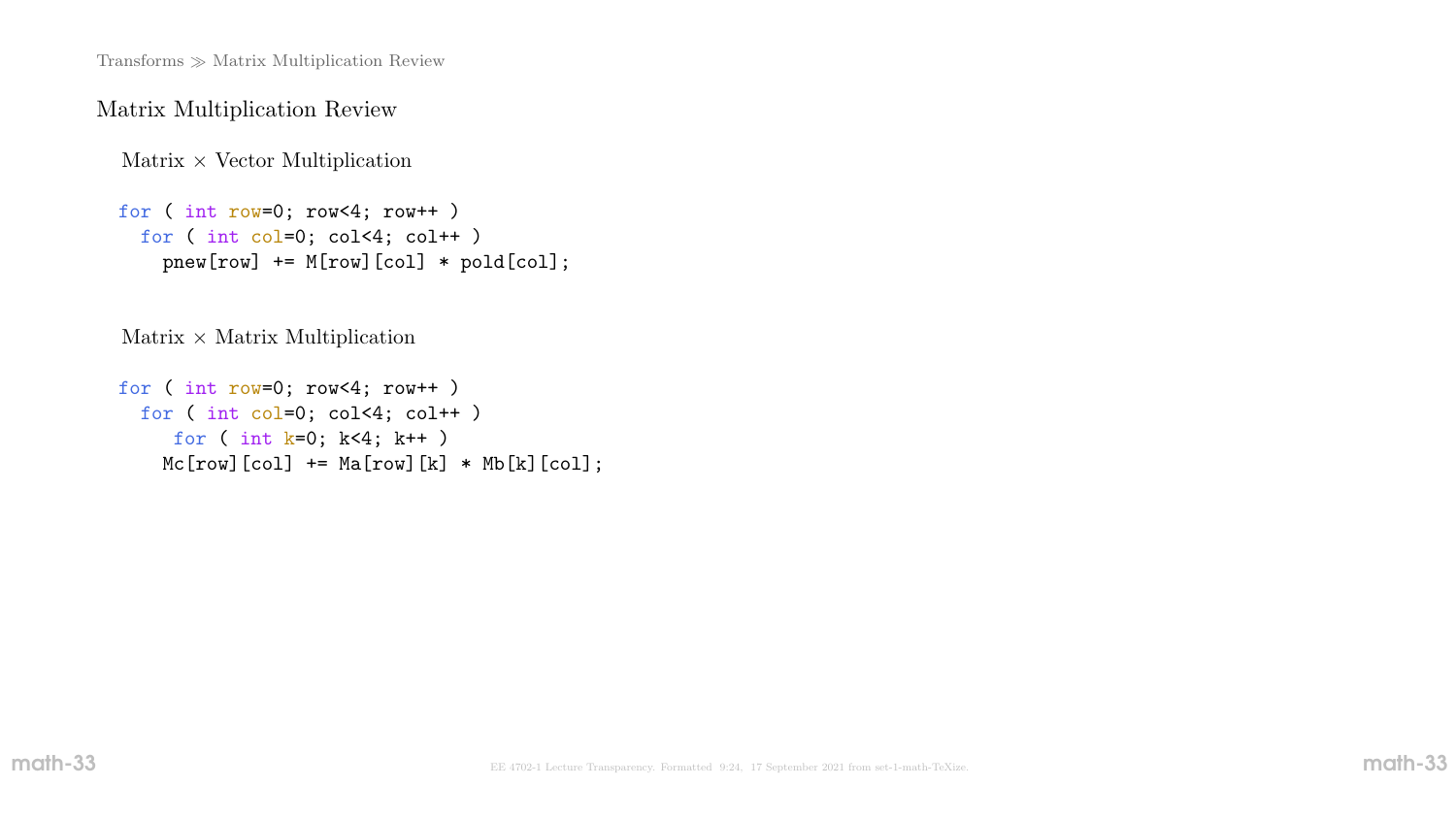## Matrix Multiplication Review

### Matrix × Vector Multiplication

```
for ( int row=0; row<4; row++ )
  for ( int col=0; col<4; col++ )
    pnew[row] += M[row][col] * pold[col];
```

### Matrix × Matrix Multiplication

```
for ( int row=0; row<4; row++ )
  for ( int col=0; col<4; col++ )
     for ( int k=0; k<4; k++ )
    Mc[row][col] += Ma[row][k] * Mb[k][col];
```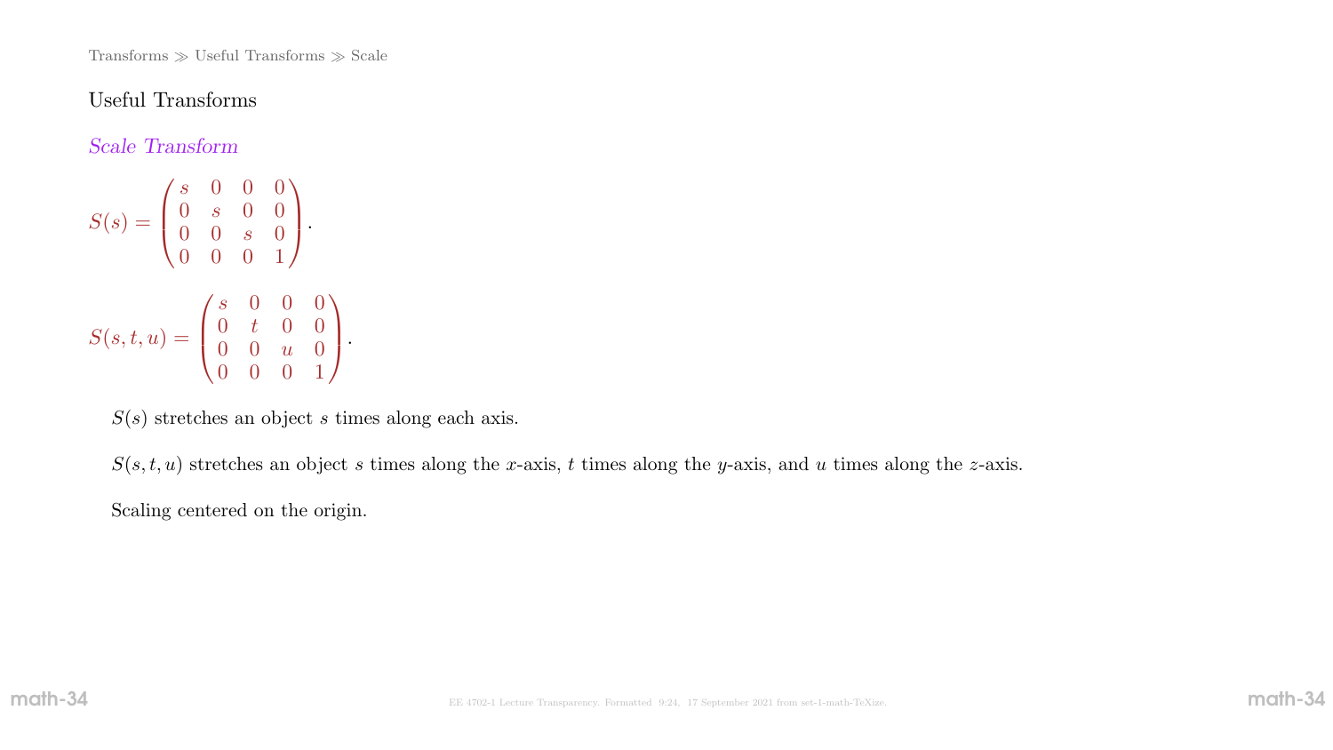## Useful Transforms

### *Scale Transform*

$$S(s) = \begin{pmatrix} s & 0 & 0 & 0 \\ 0 & s & 0 & 0 \\ 0 & 0 & s & 0 \\ 0 & 0 & 0 & 1 \end{pmatrix}.$$

$$S(s,t,u) = \begin{pmatrix} s & 0 & 0 & 0 \\ 0 & t & 0 & 0 \\ 0 & 0 & u & 0 \\ 0 & 0 & 0 & 1 \end{pmatrix}.$$

$S(s)$ stretches an object $s$ times along each axis.

$S(s,t,u)$ stretches an object $s$ times along the $x$-axis, $t$ times along the $y$-axis, and $u$ times along the $z$-axis.

Scaling centered on the origin.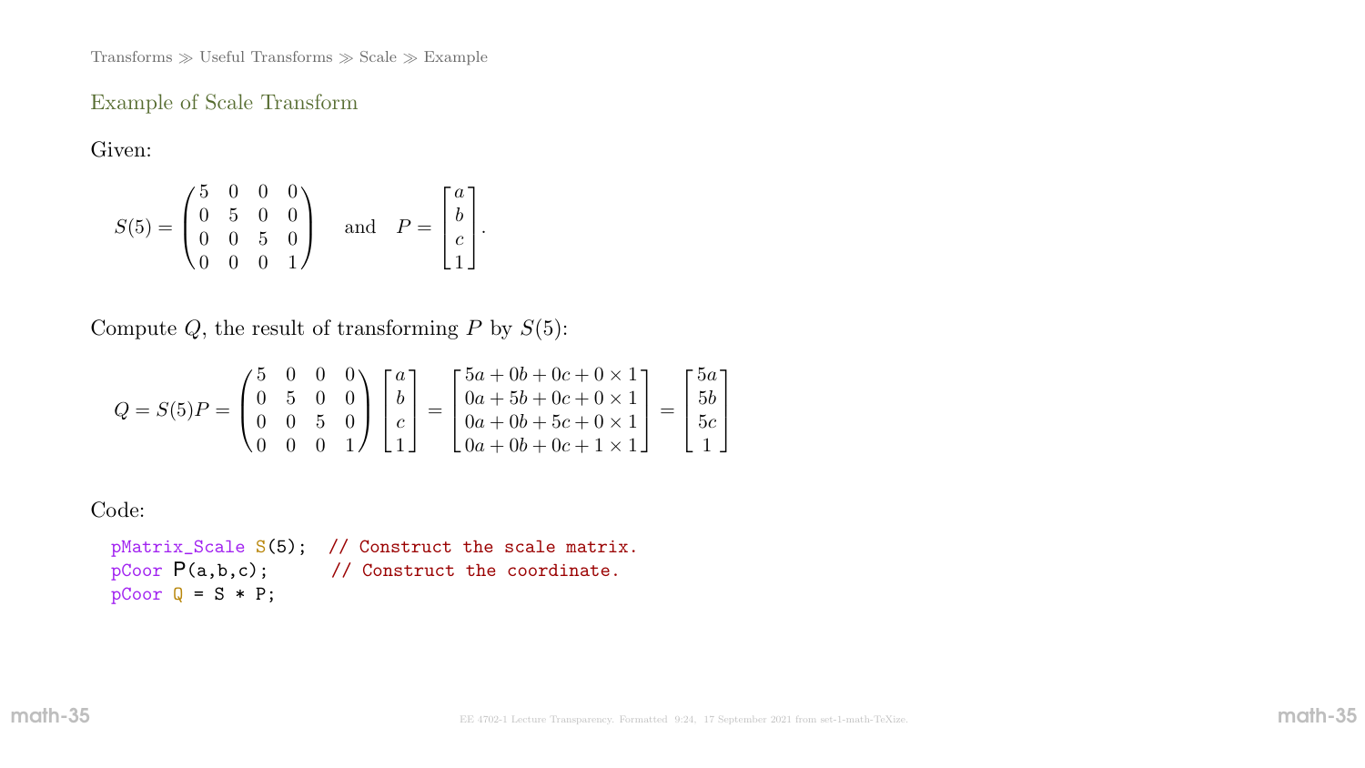## Example of Scale Transform

Given:

$$S(5) = \begin{pmatrix} 5 & 0 & 0 & 0 \\ 0 & 5 & 0 & 0 \\ 0 & 0 & 5 & 0 \\ 0 & 0 & 0 & 1 \end{pmatrix} \quad \text{and} \quad P = \begin{bmatrix} a \\ b \\ c \\ 1 \end{bmatrix}.$$

Compute $Q$, the result of transforming $P$ by $S(5)$:

$$Q = S(5)P = \begin{pmatrix} 5 & 0 & 0 & 0 \\ 0 & 5 & 0 & 0 \\ 0 & 0 & 5 & 0 \\ 0 & 0 & 0 & 1 \end{pmatrix} \begin{bmatrix} a \\ b \\ c \\ 1 \end{bmatrix} = \begin{bmatrix} 5a + 0b + 0c + 0 \times 1 \\ 0a + 5b + 0c + 0 \times 1 \\ 0a + 0b + 5c + 0 \times 1 \\ 0a + 0b + 0c + 1 \times 1 \end{bmatrix} = \begin{bmatrix} 5a \\ 5b \\ 5c \\ 1 \end{bmatrix}$$

Code:

```
pMatrix_Scale S(5);  // Construct the scale matrix.
pCoor P(a,b,c);      // Construct the coordinate.
pCoor Q = S * P;
```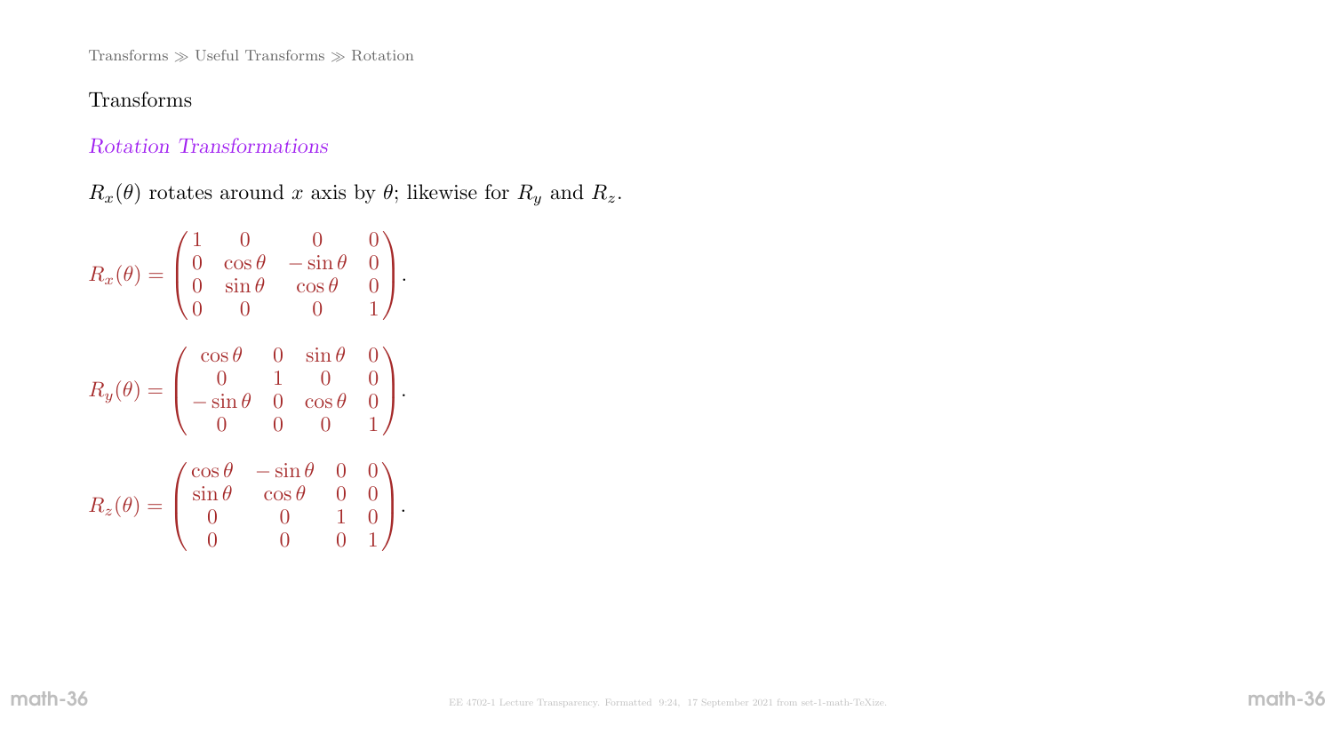Transforms ≫ Useful Transforms ≫ Rotation

# Transforms

## *Rotation Transformations*

$R_x(\theta)$ rotates around $x$ axis by $\theta$; likewise for $R_y$ and $R_z$.

$$R_x(\theta) = \begin{pmatrix} 1 & 0 & 0 & 0 \\ 0 & \cos\theta & -\sin\theta & 0 \\ 0 & \sin\theta & \cos\theta & 0 \\ 0 & 0 & 0 & 1 \end{pmatrix}.$$

$$R_y(\theta) = \begin{pmatrix} \cos\theta & 0 & \sin\theta & 0 \\ 0 & 1 & 0 & 0 \\ -\sin\theta & 0 & \cos\theta & 0 \\ 0 & 0 & 0 & 1 \end{pmatrix}.$$

$$R_z(\theta) = \begin{pmatrix} \cos\theta & -\sin\theta & 0 & 0 \\ \sin\theta & \cos\theta & 0 & 0 \\ 0 & 0 & 1 & 0 \\ 0 & 0 & 0 & 1 \end{pmatrix}.$$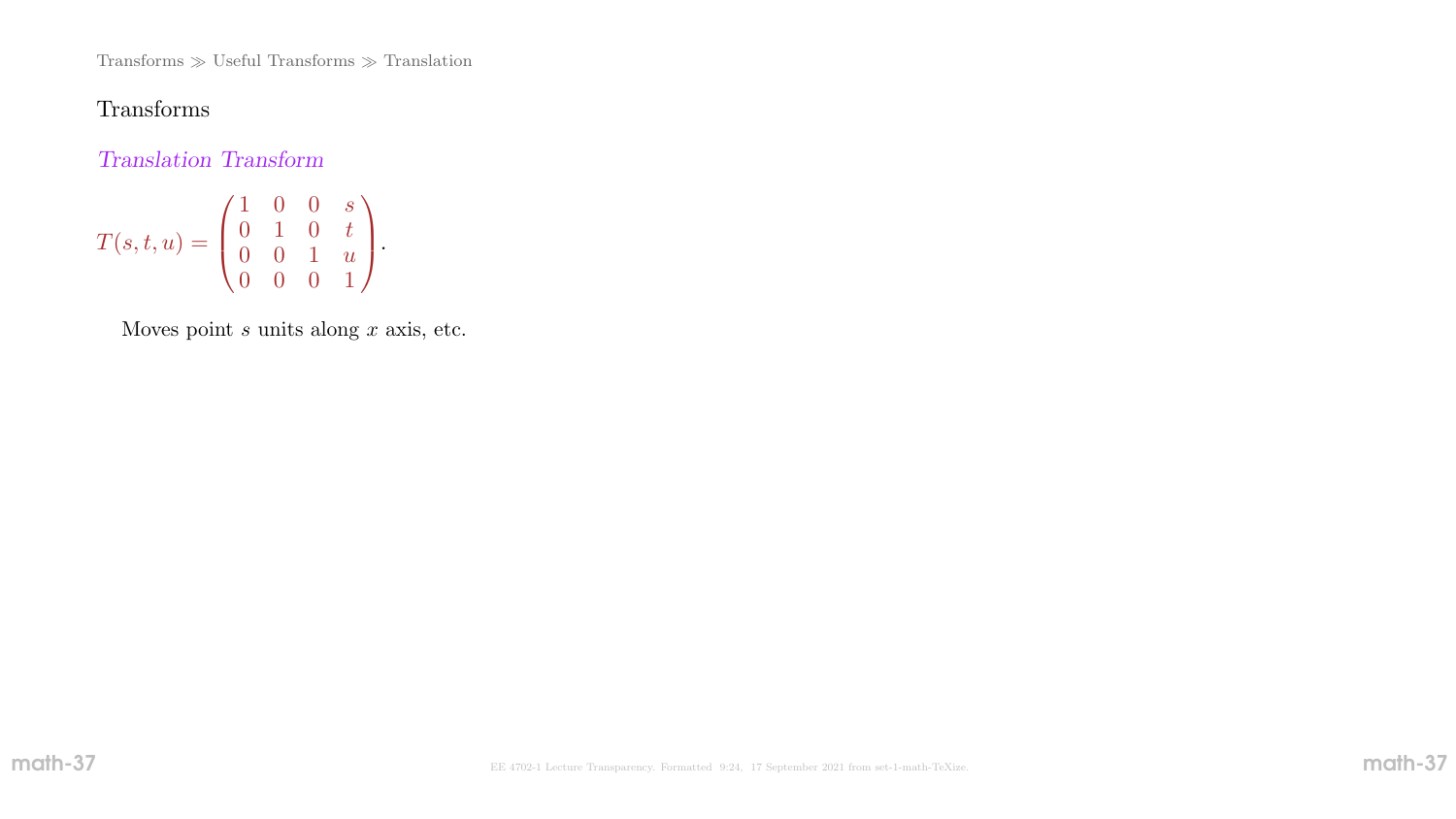## Transforms

### *Translation Transform*

$$T(s,t,u) = \begin{pmatrix} 1 & 0 & 0 & s \\ 0 & 1 & 0 & t \\ 0 & 0 & 1 & u \\ 0 & 0 & 0 & 1 \end{pmatrix}.$$

Moves point $s$ units along $x$ axis, etc.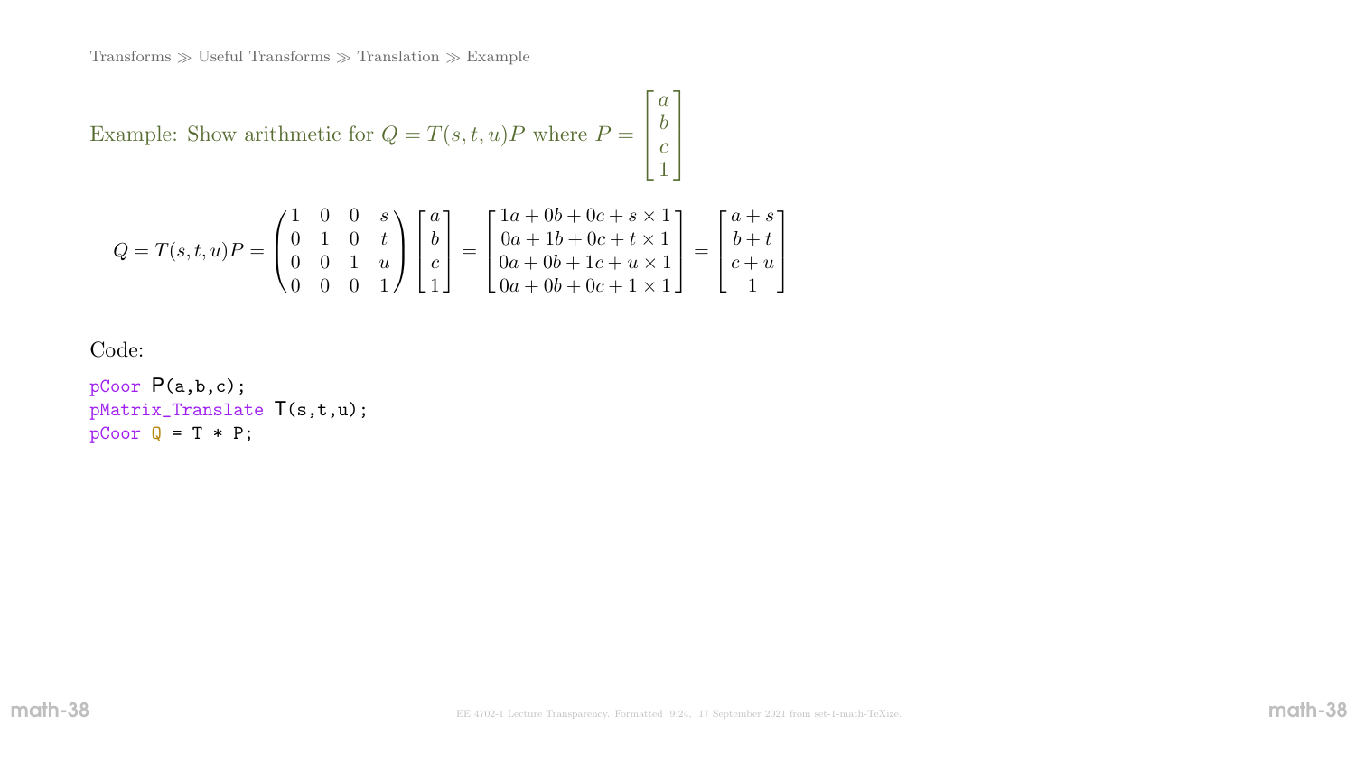Transforms ≫ Useful Transforms ≫ Translation ≫ Example

Example: Show arithmetic for $Q = T(s,t,u)P$ where $P = \begin{bmatrix} a \\ b \\ c \\ 1 \end{bmatrix}$

$$Q = T(s,t,u)P = \begin{pmatrix} 1 & 0 & 0 & s \\ 0 & 1 & 0 & t \\ 0 & 0 & 1 & u \\ 0 & 0 & 0 & 1 \end{pmatrix} \begin{bmatrix} a \\ b \\ c \\ 1 \end{bmatrix} = \begin{bmatrix} 1a + 0b + 0c + s \times 1 \\ 0a + 1b + 0c + t \times 1 \\ 0a + 0b + 1c + u \times 1 \\ 0a + 0b + 0c + 1 \times 1 \end{bmatrix} = \begin{bmatrix} a + s \\ b + t \\ c + u \\ 1 \end{bmatrix}$$

Code:

```
pCoor P(a,b,c);
pMatrix_Translate T(s,t,u);
pCoor Q = T * P;
```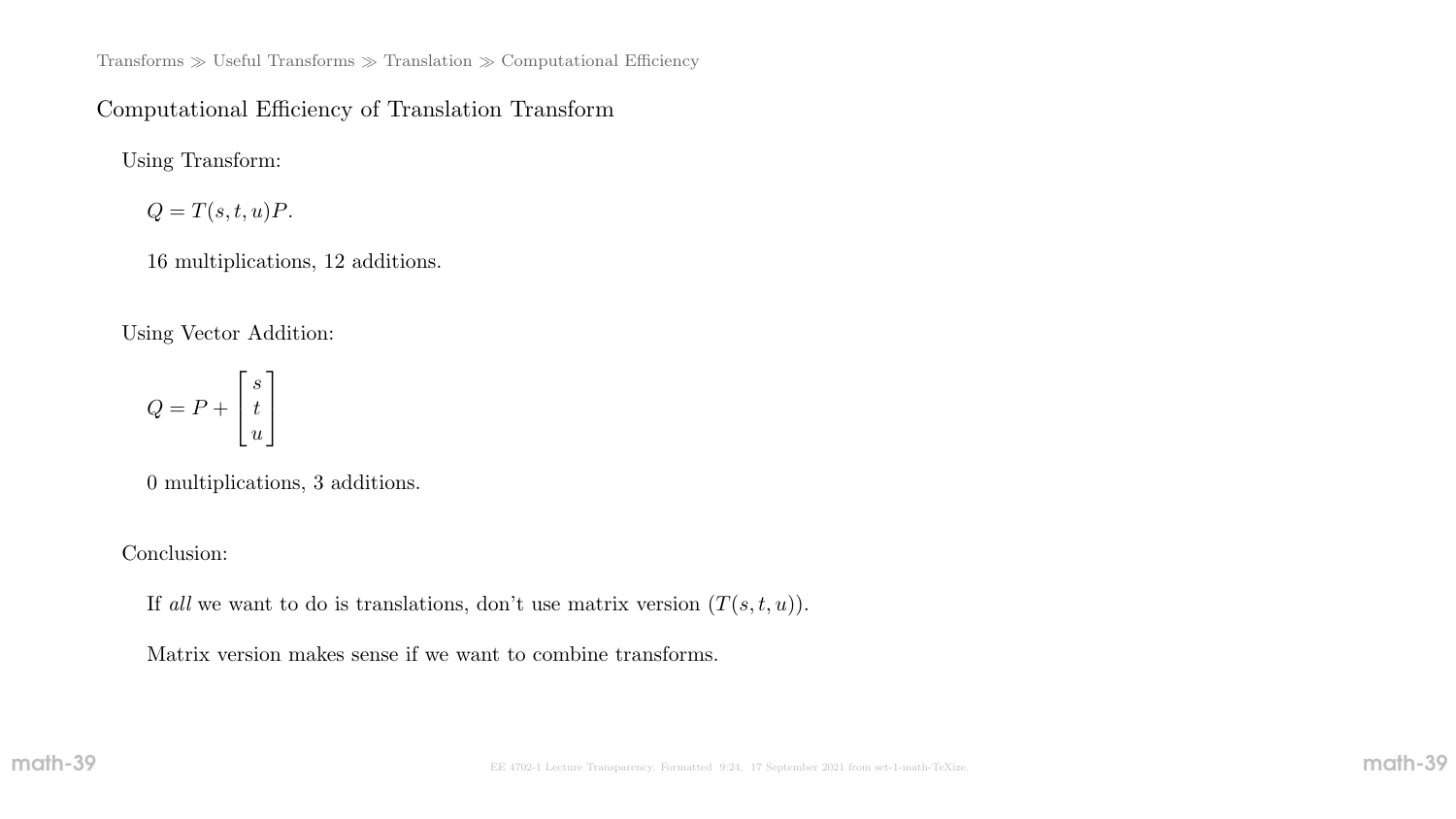Transforms ≫ Useful Transforms ≫ Translation ≫ Computational Efficiency

## Computational Efficiency of Translation Transform

Using Transform:

$Q = T(s,t,u)P.$

16 multiplications, 12 additions.

Using Vector Addition:

$$Q = P + \begin{bmatrix} s \\ t \\ u \end{bmatrix}$$

0 multiplications, 3 additions.

Conclusion:

If *all* we want to do is translations, don't use matrix version ($T(s,t,u)$).

Matrix version makes sense if we want to combine transforms.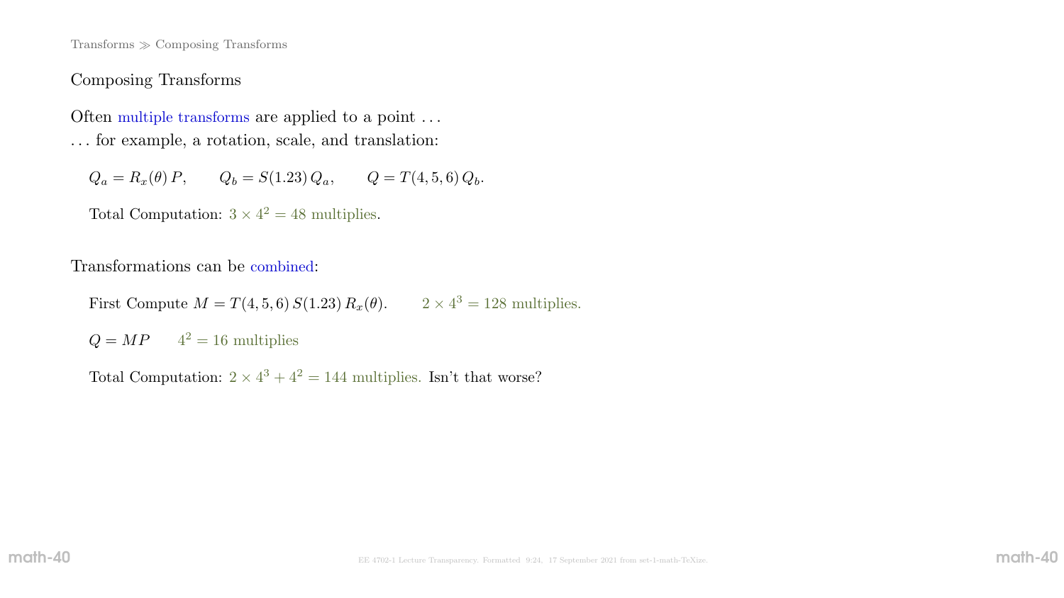## Composing Transforms

Often multiple transforms are applied to a point …
… for example, a rotation, scale, and translation:

$$Q_a = R_x(\theta)\,P, \qquad Q_b = S(1.23)\,Q_a, \qquad Q = T(4,5,6)\,Q_b.$$

Total Computation: $3 \times 4^2 = 48$ multiplies.

Transformations can be combined:

First Compute $M = T(4,5,6)\,S(1.23)\,R_x(\theta)$. $\quad 2 \times 4^3 = 128$ multiplies.

$Q = MP \quad 4^2 = 16$ multiplies

Total Computation: $2 \times 4^3 + 4^2 = 144$ multiplies. Isn't that worse?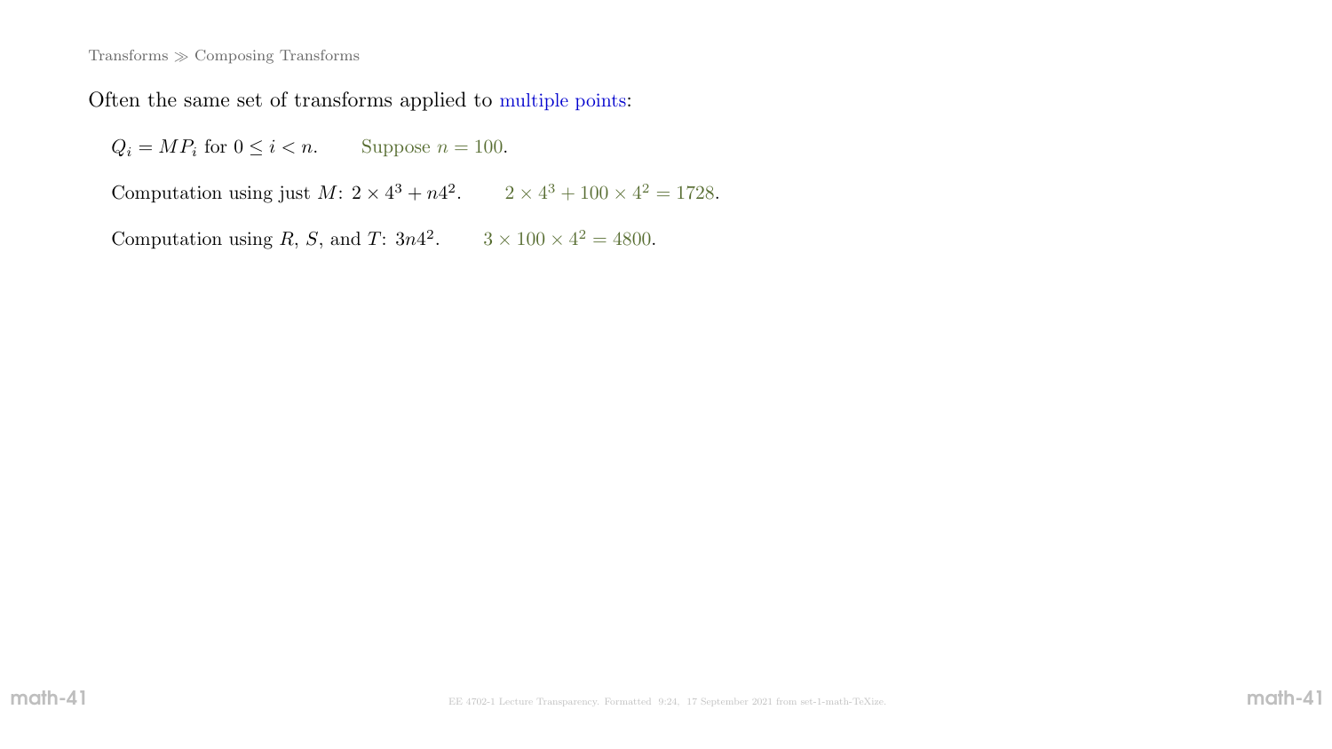Transforms ≫ Composing Transforms

Often the same set of transforms applied to multiple points:

$Q_i = MP_i$ for $0 \leq i < n$. Suppose $n = 100$.

Computation using just $M$: $2 \times 4^3 + n4^2$. $2 \times 4^3 + 100 \times 4^2 = 1728$.

Computation using $R$, $S$, and $T$: $3n4^2$. $3 \times 100 \times 4^2 = 4800$.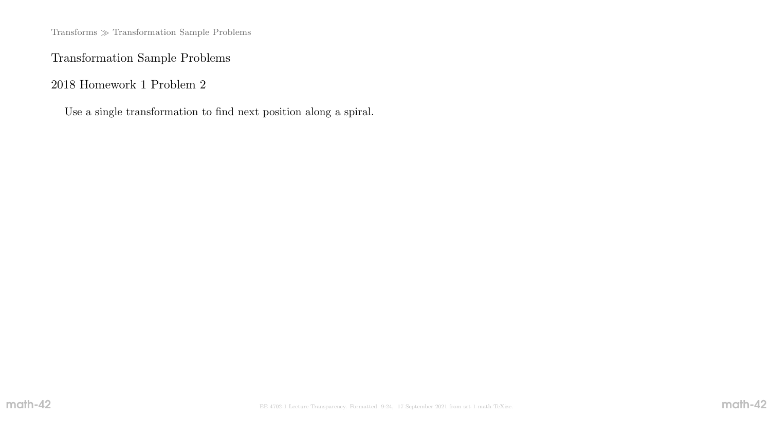# Transformation Sample Problems

## 2018 Homework 1 Problem 2

Use a single transformation to find next position along a spiral.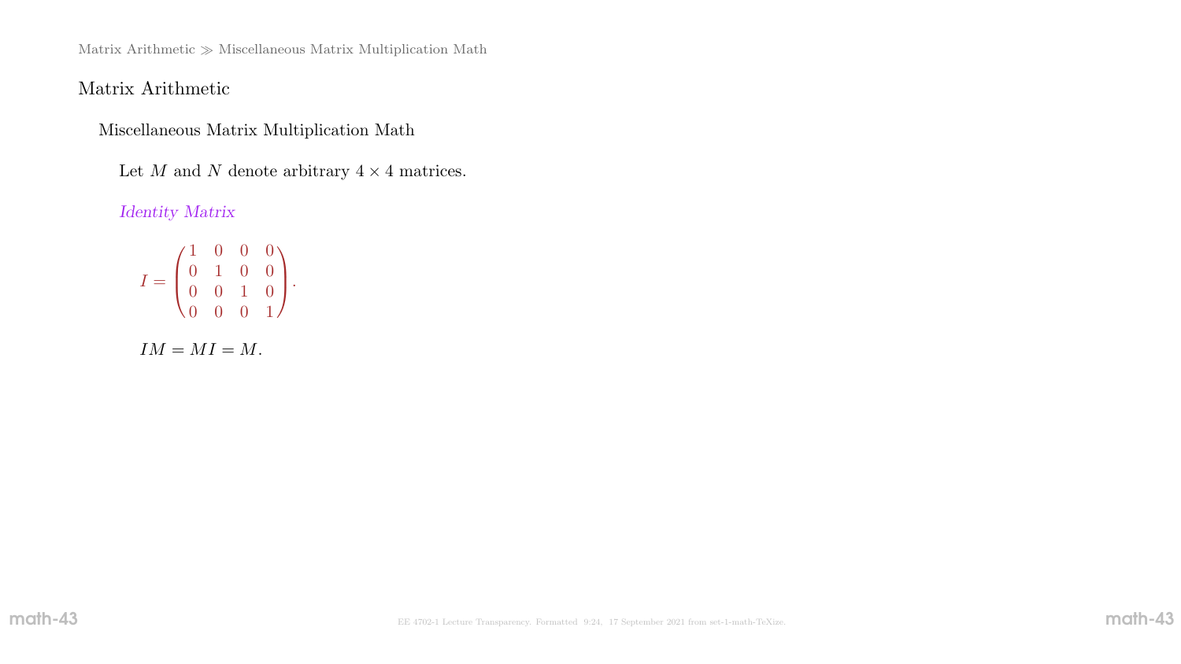# Matrix Arithmetic

## Miscellaneous Matrix Multiplication Math

Let $M$ and $N$ denote arbitrary $4 \times 4$ matrices.

*Identity Matrix*

$$I = \begin{pmatrix} 1 & 0 & 0 & 0 \\ 0 & 1 & 0 & 0 \\ 0 & 0 & 1 & 0 \\ 0 & 0 & 0 & 1 \end{pmatrix}.$$

$$IM = MI = M.$$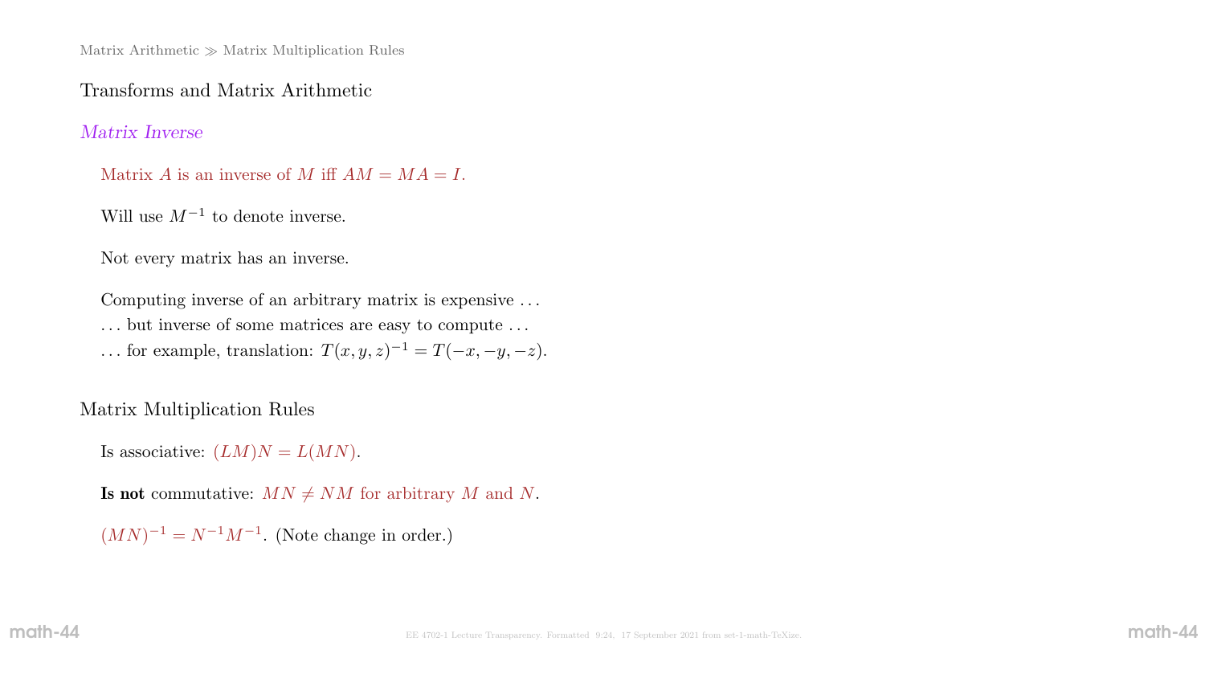## Transforms and Matrix Arithmetic

### *Matrix Inverse*

Matrix $A$ is an inverse of $M$ iff $AM = MA = I$.

Will use $M^{-1}$ to denote inverse.

Not every matrix has an inverse.

Computing inverse of an arbitrary matrix is expensive ...
... but inverse of some matrices are easy to compute ...
... for example, translation: $T(x, y, z)^{-1} = T(-x, -y, -z)$.

## Matrix Multiplication Rules

Is associative: $(LM)N = L(MN)$.

**Is not** commutative: $MN \neq NM$ for arbitrary $M$ and $N$.

$(MN)^{-1} = N^{-1}M^{-1}$. (Note change in order.)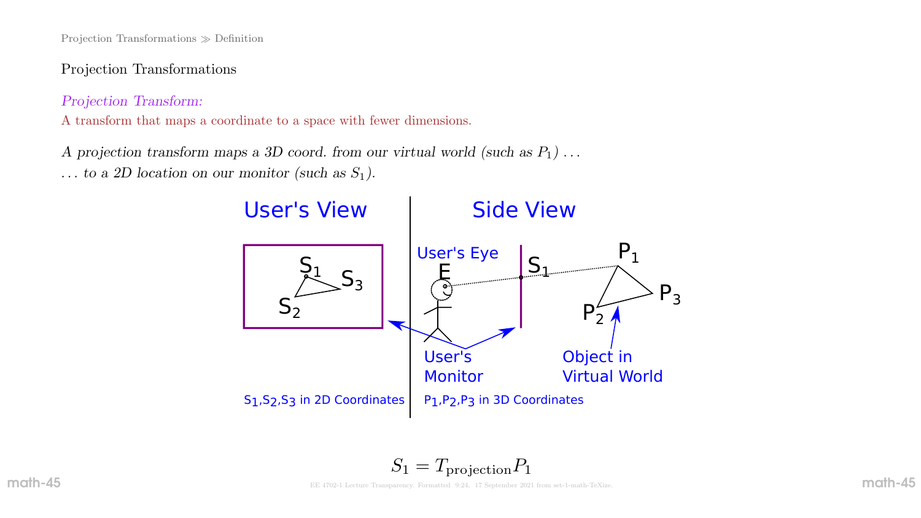Projection Transformations ≫ Definition

## Projection Transformations

*Projection Transform:*

A transform that maps a coordinate to a space with fewer dimensions.

*A projection transform maps a 3D coord. from our virtual world (such as $P_1$) . . .*

*. . . to a 2D location on our monitor (such as $S_1$).*

$$S_1 = T_{\text{projection}} P_1$$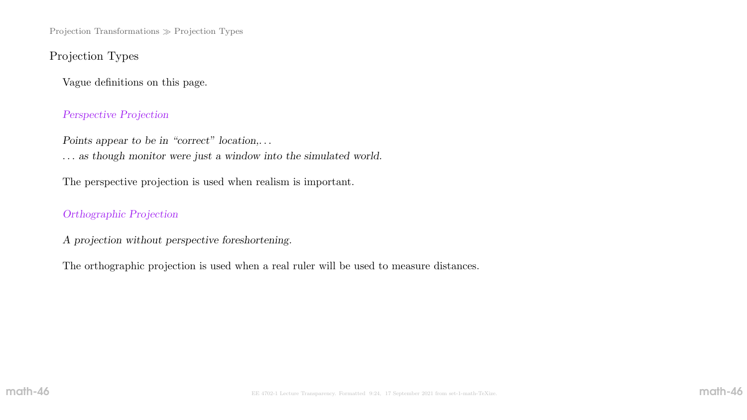## Projection Types

Vague definitions on this page.

*Perspective Projection*

*Points appear to be in "correct" location,...*
*... as though monitor were just a window into the simulated world.*

The perspective projection is used when realism is important.

*Orthographic Projection*

*A projection without perspective foreshortening.*

The orthographic projection is used when a real ruler will be used to measure distances.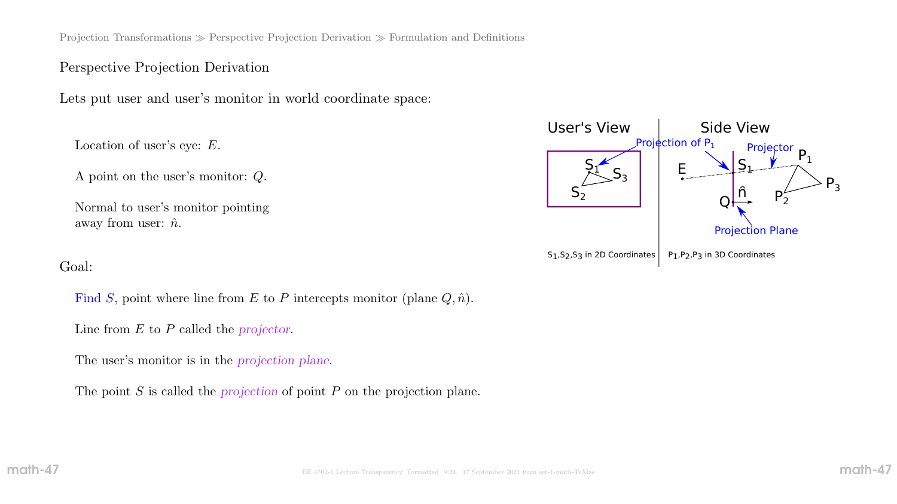Perspective Projection Derivation

Lets put user and user's monitor in world coordinate space:

Location of user's eye: $E$.

A point on the user's monitor: $Q$.

Normal to user's monitor pointing away from user: $\hat{n}$.

Goal:

Find $S$, point where line from $E$ to $P$ intercepts monitor (plane $Q, \hat{n}$).

Line from $E$ to $P$ called the *projector*.

The user's monitor is in the *projection plane*.

The point $S$ is called the *projection* of point $P$ on the projection plane.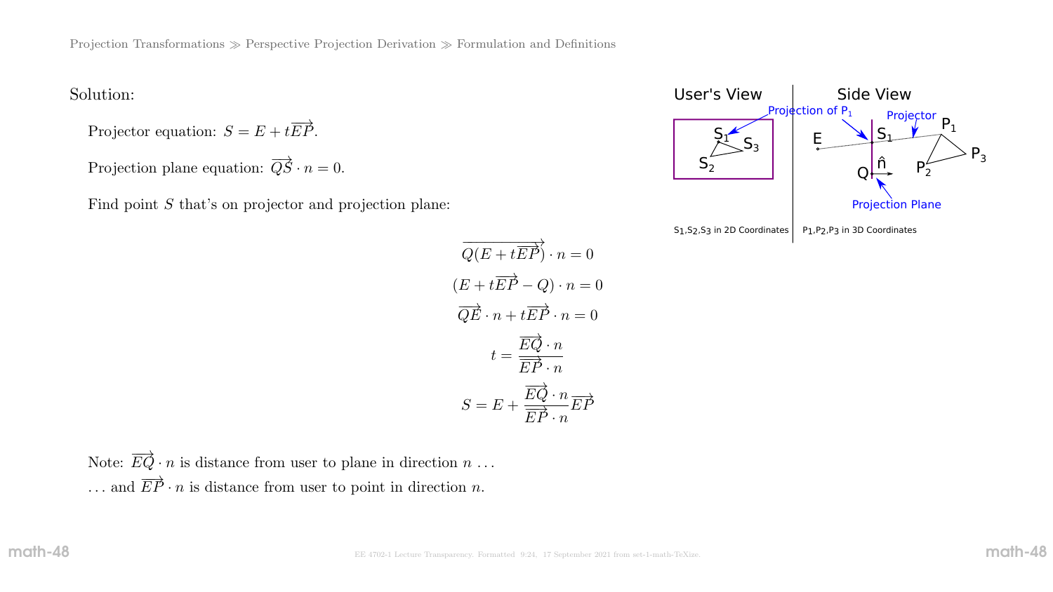Solution:

Projector equation: $S = E + t\overrightarrow{EP}$.

Projection plane equation: $\overrightarrow{QS} \cdot n = 0$.

Find point $S$ that's on projector and projection plane:

$$\overrightarrow{Q(E + t\overrightarrow{EP})} \cdot n = 0$$

$$(E + t\overrightarrow{EP} - Q) \cdot n = 0$$

$$\overrightarrow{QE} \cdot n + t\overrightarrow{EP} \cdot n = 0$$

$$t = \frac{\overrightarrow{EQ} \cdot n}{\overrightarrow{EP} \cdot n}$$

$$S = E + \frac{\overrightarrow{EQ} \cdot n}{\overrightarrow{EP} \cdot n}\overrightarrow{EP}$$

Note: $\overrightarrow{EQ} \cdot n$ is distance from user to plane in direction $n$ ...

... and $\overrightarrow{EP} \cdot n$ is distance from user to point in direction $n$.

User's View | Side View

Projection of $P_1$ — Projector — Projection Plane

$S_1, S_2, S_3$ in 2D Coordinates | $P_1, P_2, P_3$ in 3D Coordinates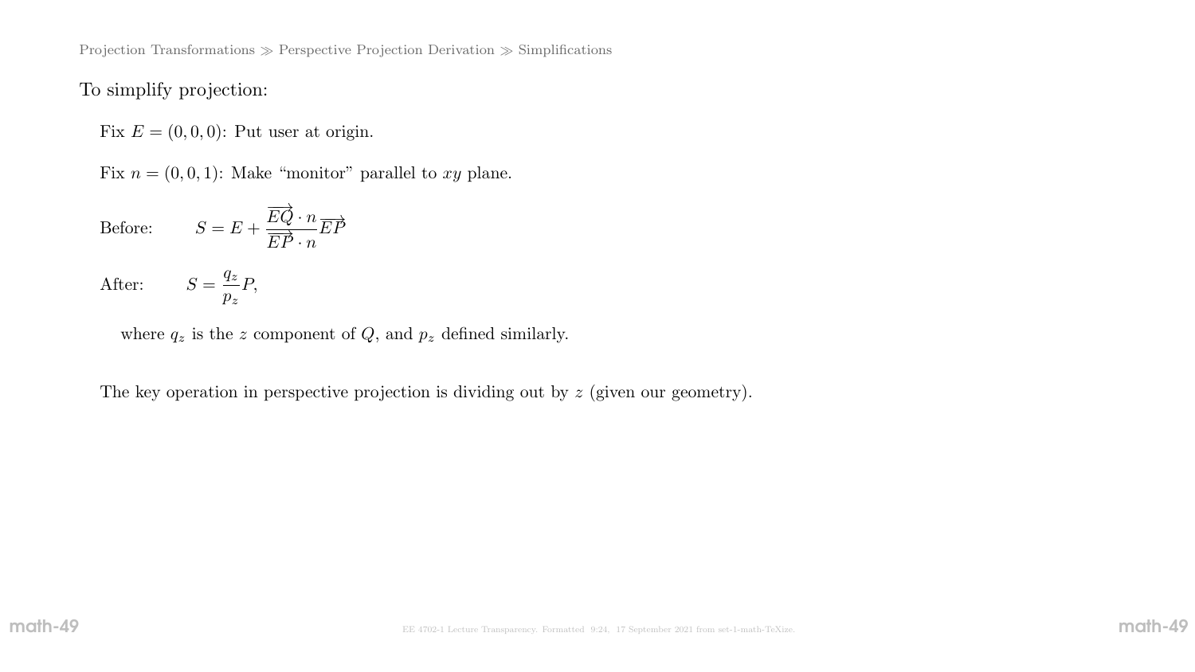To simplify projection:

Fix $E = (0,0,0)$: Put user at origin.

Fix $n = (0,0,1)$: Make "monitor" parallel to $xy$ plane.

Before: $$S = E + \frac{\overrightarrow{EQ} \cdot n}{\overrightarrow{EP} \cdot n} \overrightarrow{EP}$$

After: $$S = \frac{q_z}{p_z} P,$$

where $q_z$ is the $z$ component of $Q$, and $p_z$ defined similarly.

The key operation in perspective projection is dividing out by $z$ (given our geometry).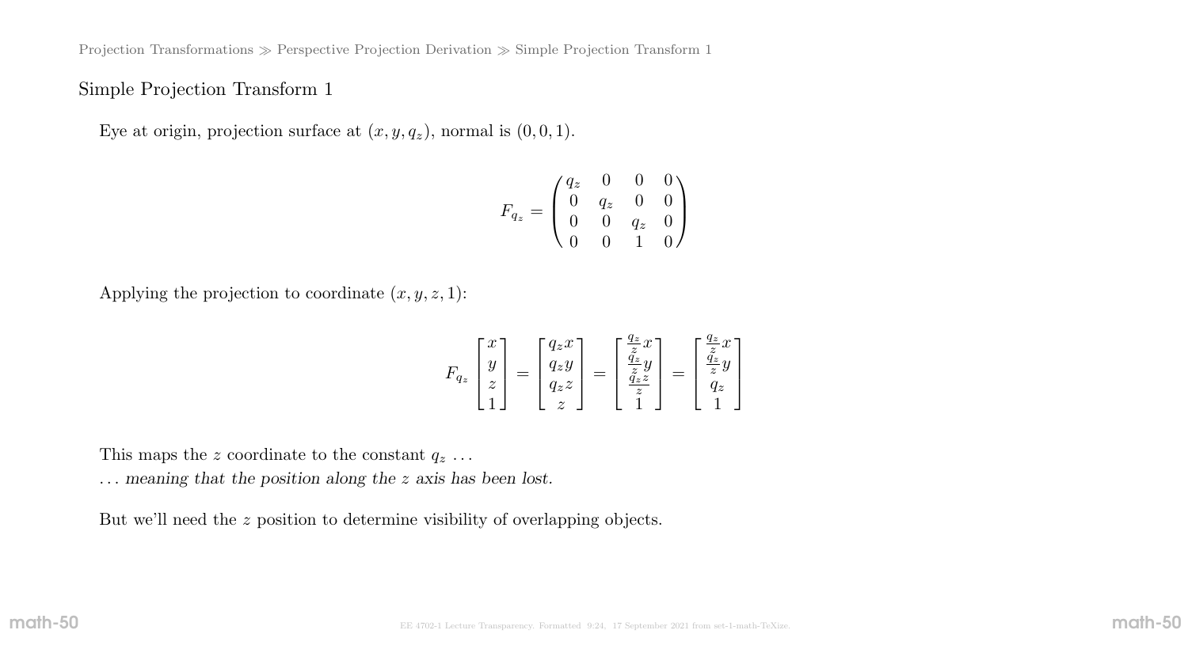## Simple Projection Transform 1

Eye at origin, projection surface at $(x, y, q_z)$, normal is $(0, 0, 1)$.

$$F_{q_z} = \begin{pmatrix} q_z & 0 & 0 & 0 \\ 0 & q_z & 0 & 0 \\ 0 & 0 & q_z & 0 \\ 0 & 0 & 1 & 0 \end{pmatrix}$$

Applying the projection to coordinate $(x, y, z, 1)$:

$$F_{q_z} \begin{bmatrix} x \\ y \\ z \\ 1 \end{bmatrix} = \begin{bmatrix} q_z x \\ q_z y \\ q_z z \\ z \end{bmatrix} = \begin{bmatrix} \frac{q_z}{z} x \\ \frac{q_z}{z} y \\ \frac{q_z z}{z} \\ 1 \end{bmatrix} = \begin{bmatrix} \frac{q_z}{z} x \\ \frac{q_z}{z} y \\ q_z \\ 1 \end{bmatrix}$$

This maps the $z$ coordinate to the constant $q_z$ …

… *meaning that the position along the $z$ axis has been lost.*

But we'll need the $z$ position to determine visibility of overlapping objects.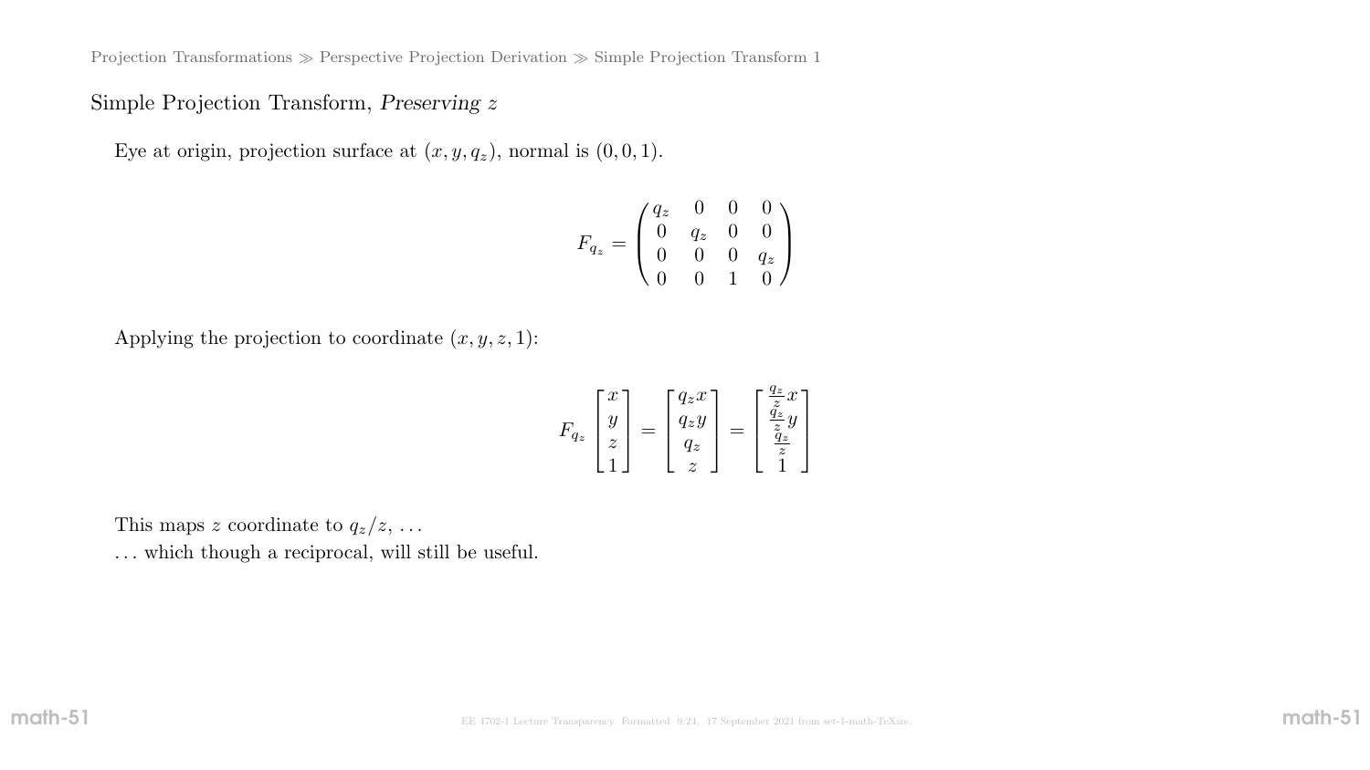## Simple Projection Transform, *Preserving* $z$

Eye at origin, projection surface at $(x, y, q_z)$, normal is $(0, 0, 1)$.

$$F_{q_z} = \begin{pmatrix} q_z & 0 & 0 & 0 \\ 0 & q_z & 0 & 0 \\ 0 & 0 & 0 & q_z \\ 0 & 0 & 1 & 0 \end{pmatrix}$$

Applying the projection to coordinate $(x, y, z, 1)$:

$$F_{q_z} \begin{bmatrix} x \\ y \\ z \\ 1 \end{bmatrix} = \begin{bmatrix} q_z x \\ q_z y \\ q_z \\ z \end{bmatrix} = \begin{bmatrix} \frac{q_z}{z} x \\ \frac{q_z}{z} y \\ \frac{q_z}{z} \\ 1 \end{bmatrix}$$

This maps $z$ coordinate to $q_z/z$, ...

... which though a reciprocal, will still be useful.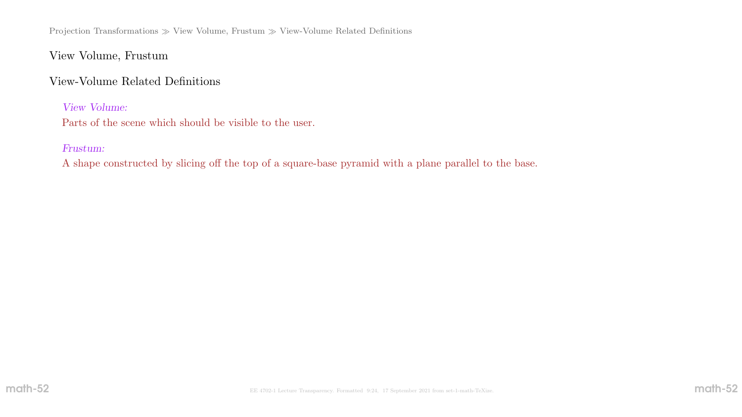## View Volume, Frustum

### View-Volume Related Definitions

*View Volume:*
Parts of the scene which should be visible to the user.

*Frustum:*
A shape constructed by slicing off the top of a square-base pyramid with a plane parallel to the base.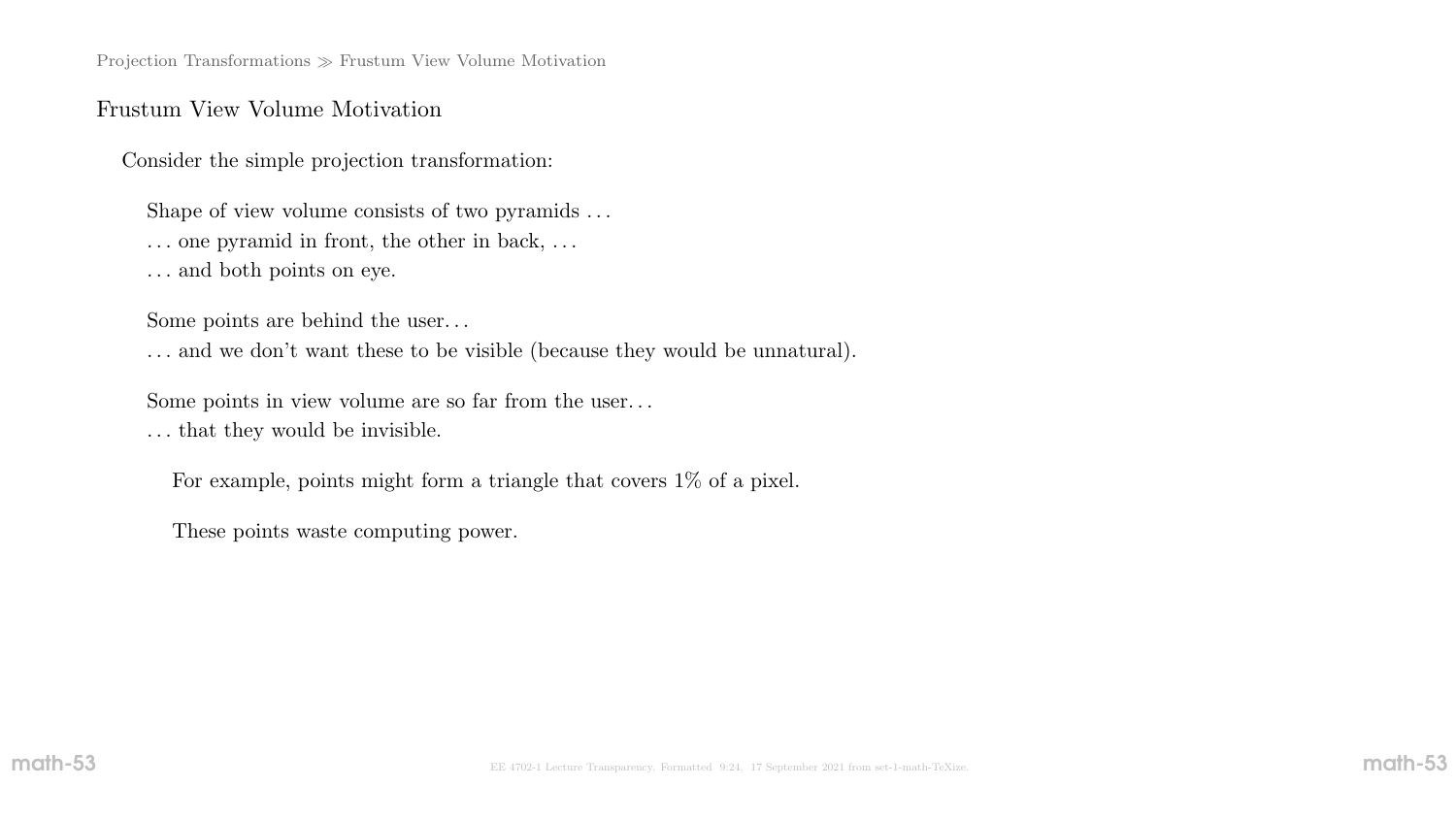## Frustum View Volume Motivation

Consider the simple projection transformation:

Shape of view volume consists of two pyramids . . .
. . . one pyramid in front, the other in back, . . .
. . . and both points on eye.

Some points are behind the user. . .
. . . and we don't want these to be visible (because they would be unnatural).

Some points in view volume are so far from the user. . .
. . . that they would be invisible.

For example, points might form a triangle that covers 1% of a pixel.

These points waste computing power.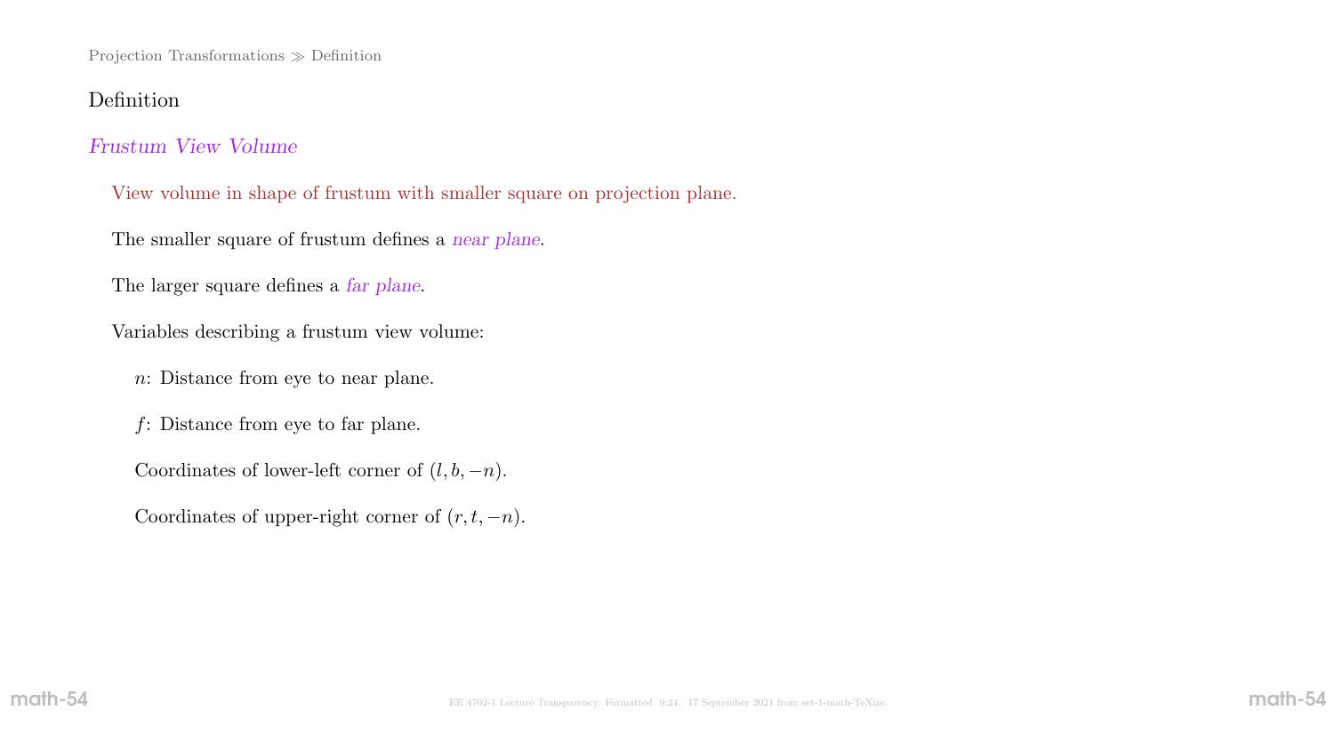## Definition

### *Frustum View Volume*

View volume in shape of frustum with smaller square on projection plane.

The smaller square of frustum defines a *near plane*.

The larger square defines a *far plane*.

Variables describing a frustum view volume:

- $n$: Distance from eye to near plane.
- $f$: Distance from eye to far plane.
- Coordinates of lower-left corner of $(l, b, -n)$.
- Coordinates of upper-right corner of $(r, t, -n)$.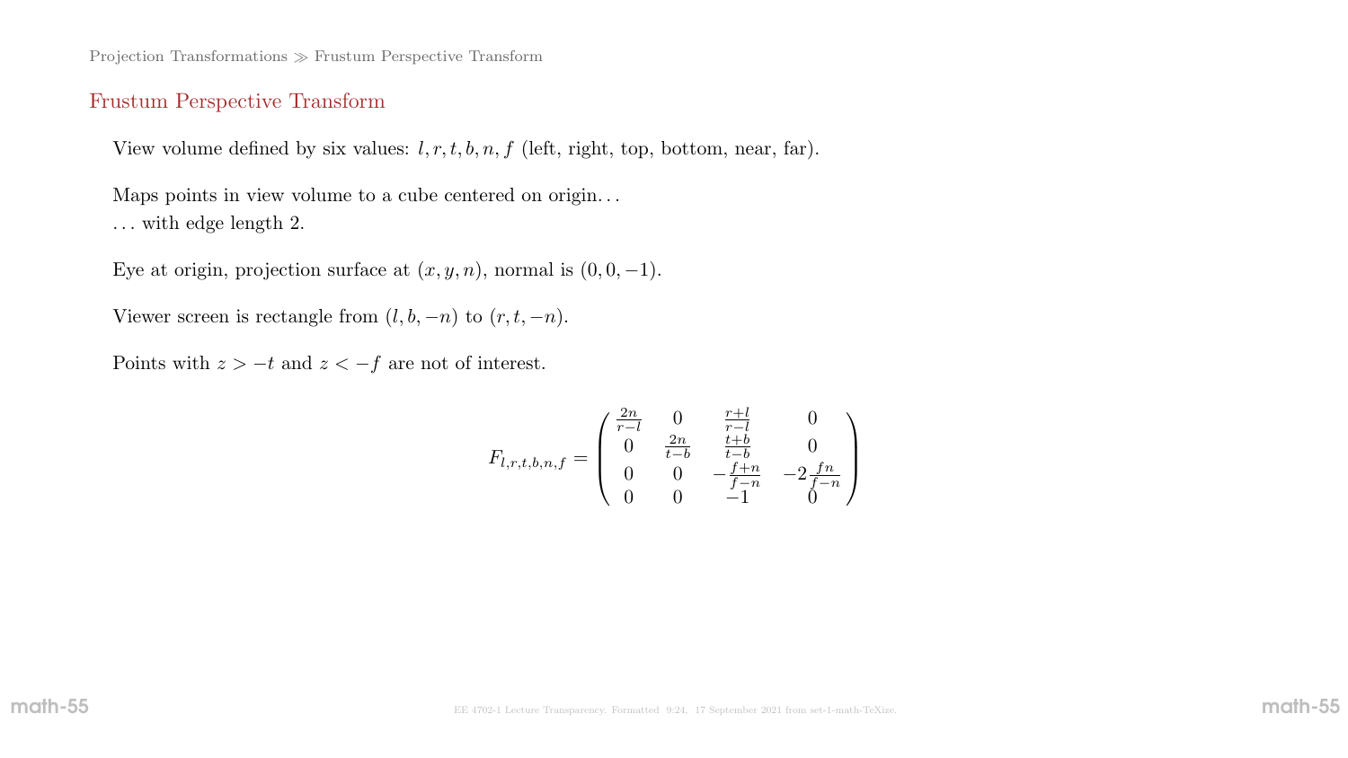## Frustum Perspective Transform

View volume defined by six values: $l, r, t, b, n, f$ (left, right, top, bottom, near, far).

Maps points in view volume to a cube centered on origin…
… with edge length 2.

Eye at origin, projection surface at $(x, y, n)$, normal is $(0, 0, -1)$.

Viewer screen is rectangle from $(l, b, -n)$ to $(r, t, -n)$.

Points with $z > -t$ and $z < -f$ are not of interest.

$$F_{l,r,t,b,n,f} = \begin{pmatrix} \frac{2n}{r-l} & 0 & \frac{r+l}{r-l} & 0 \\ 0 & \frac{2n}{t-b} & \frac{t+b}{t-b} & 0 \\ 0 & 0 & -\frac{f+n}{f-n} & -2\frac{fn}{f-n} \\ 0 & 0 & -1 & 0 \end{pmatrix}$$